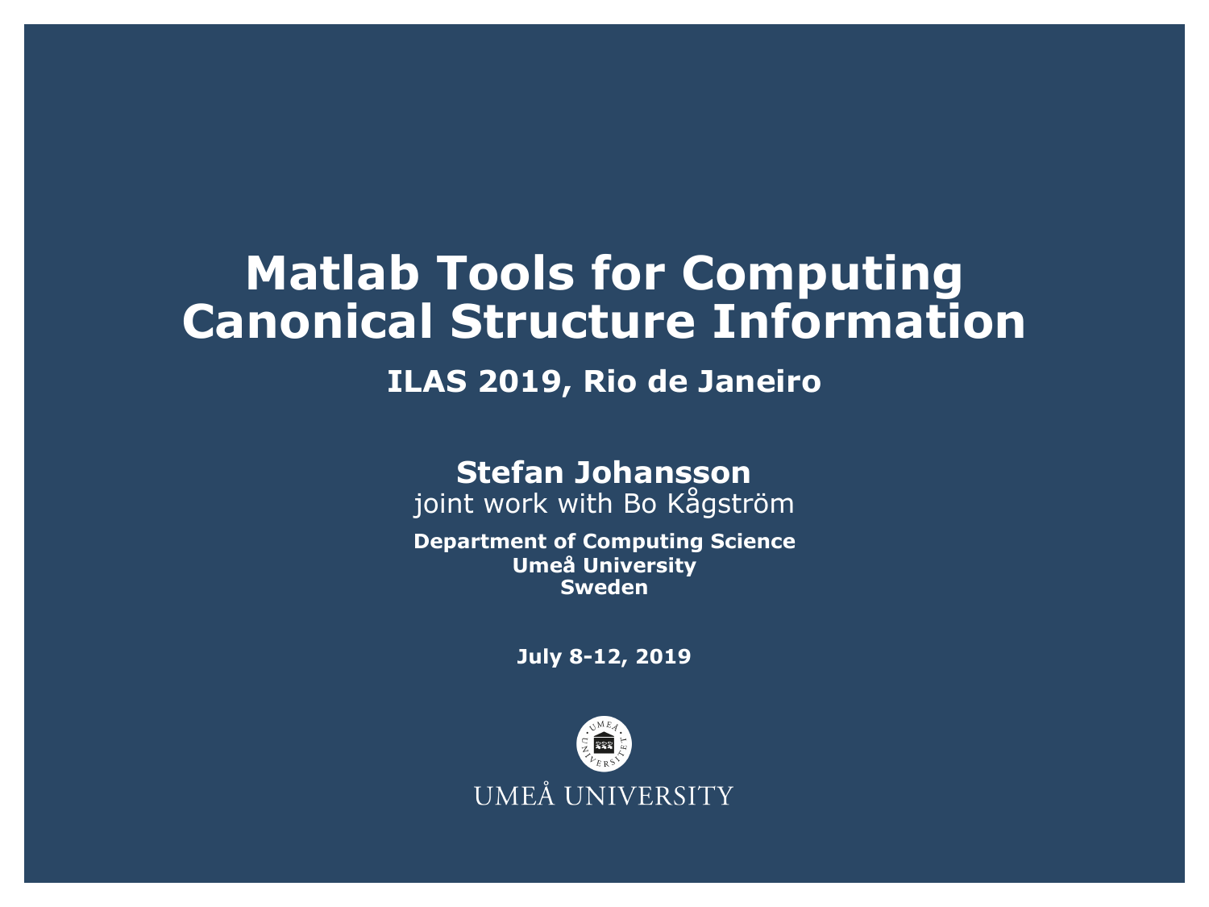# Matlab Tools for Computing Canonical Structure Information

**ILAS 2019, Rio de Janeiro**

**Stefan Johansson**
joint work with Bo Kågström

**Department of Computing Science**
**Umeå University**
**Sweden**

**July 8-12, 2019**

UMEÅ UNIVERSITY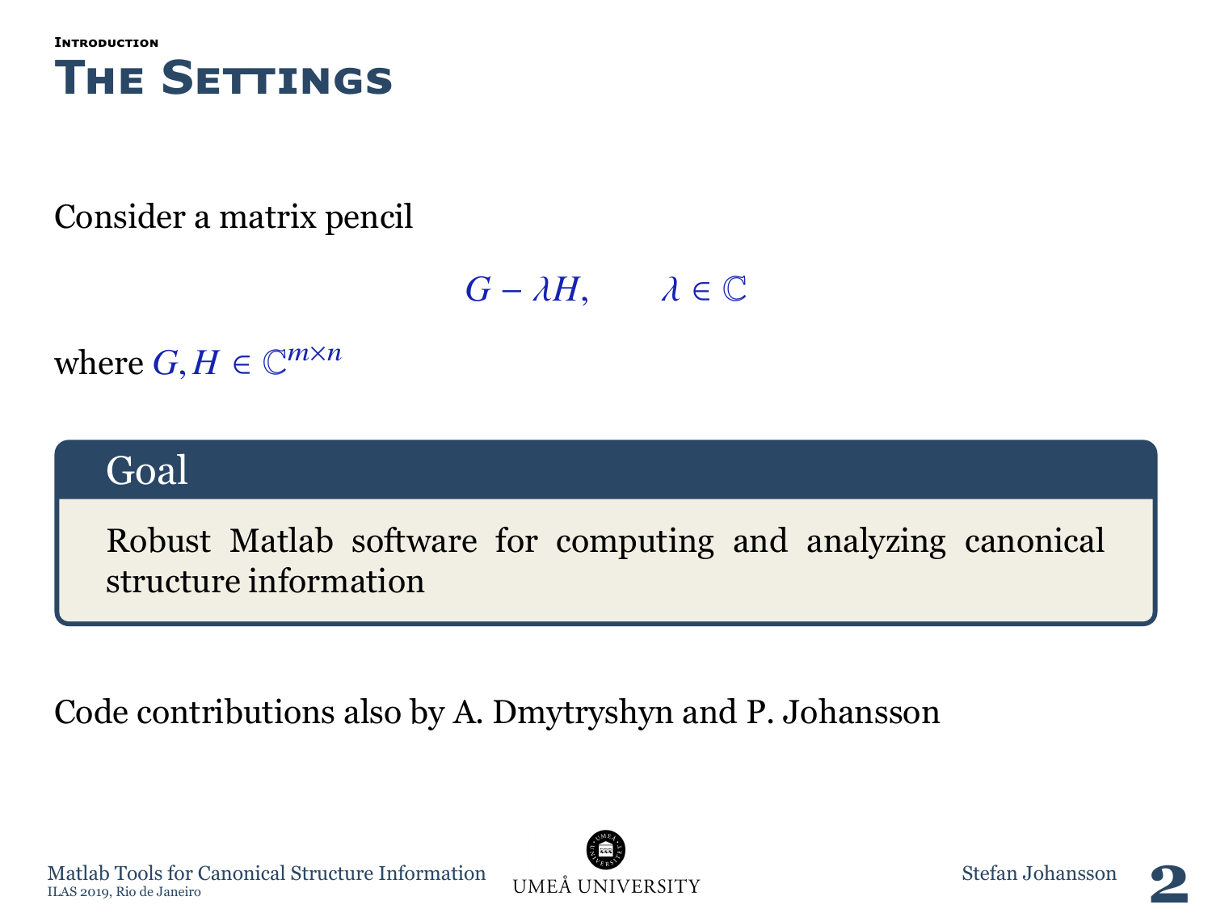## The Settings

Consider a matrix pencil

$$G - \lambda H, \qquad \lambda \in \mathbb{C}$$

where $G, H \in \mathbb{C}^{m \times n}$

**Goal**

Robust Matlab software for computing and analyzing canonical structure information

Code contributions also by A. Dmytryshyn and P. Johansson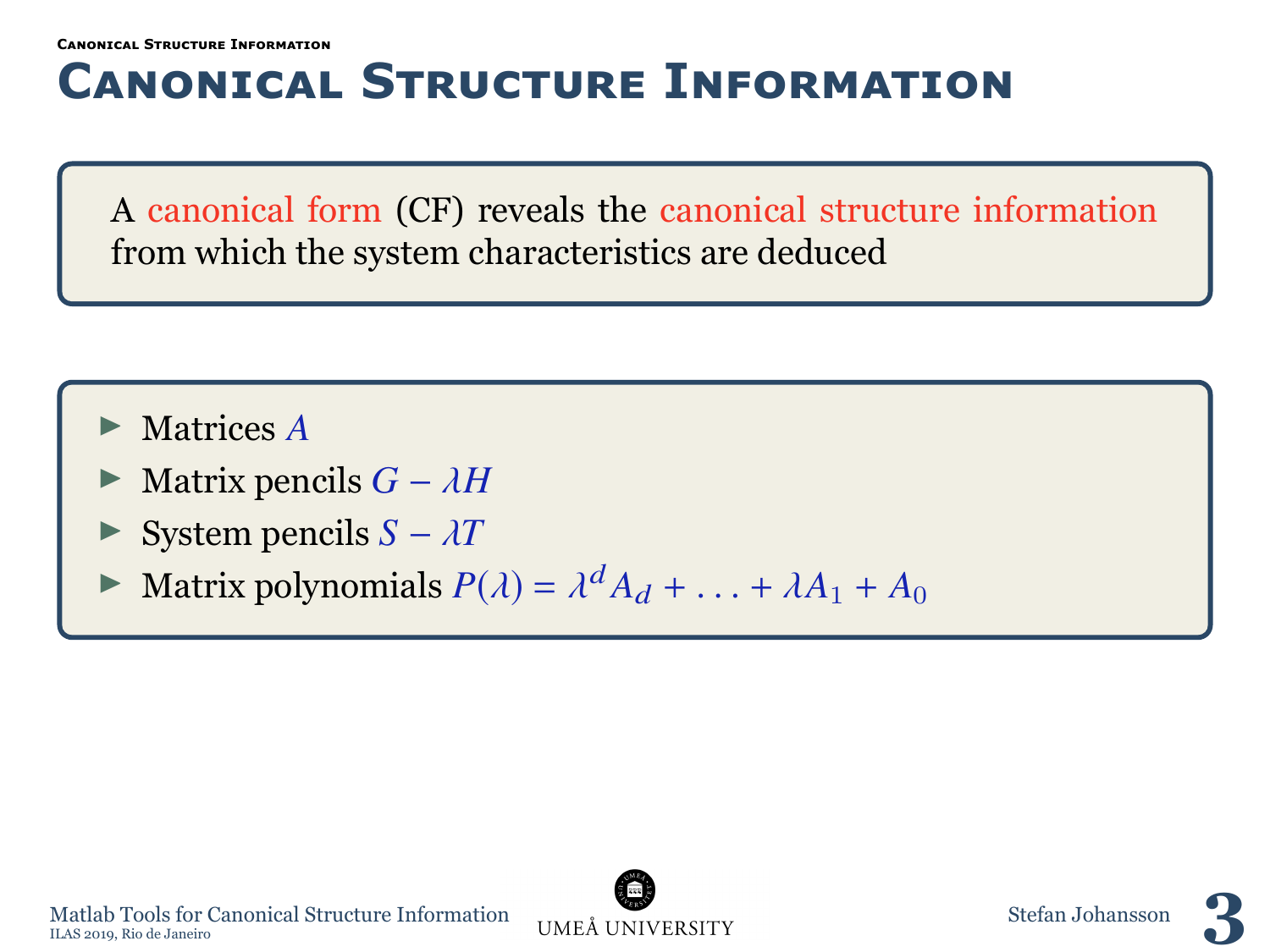# Canonical Structure Information

A canonical form (CF) reveals the canonical structure information from which the system characteristics are deduced

- Matrices $A$
- Matrix pencils $G - \lambda H$
- System pencils $S - \lambda T$
- Matrix polynomials $P(\lambda) = \lambda^d A_d + \ldots + \lambda A_1 + A_0$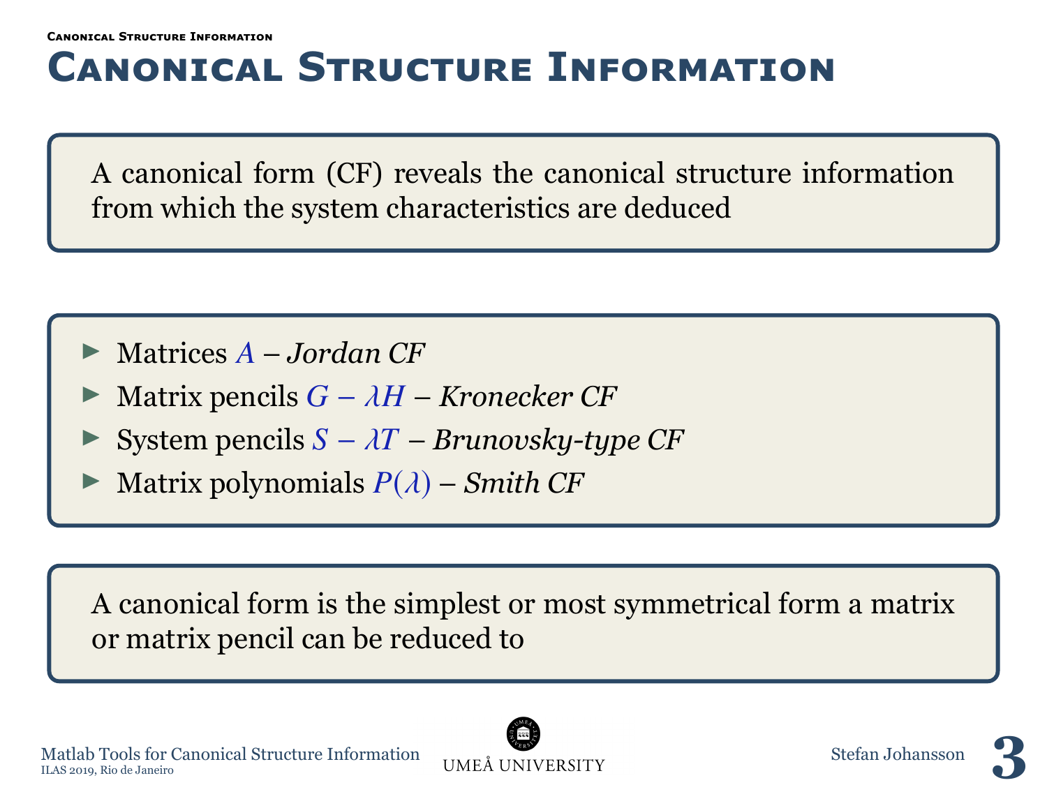# Canonical Structure Information

A canonical form (CF) reveals the canonical structure information from which the system characteristics are deduced

- Matrices $A$ – *Jordan CF*
- Matrix pencils $G - \lambda H$ – *Kronecker CF*
- System pencils $S - \lambda T$ – *Brunovsky-type CF*
- Matrix polynomials $P(\lambda)$ – *Smith CF*

A canonical form is the simplest or most symmetrical form a matrix or matrix pencil can be reduced to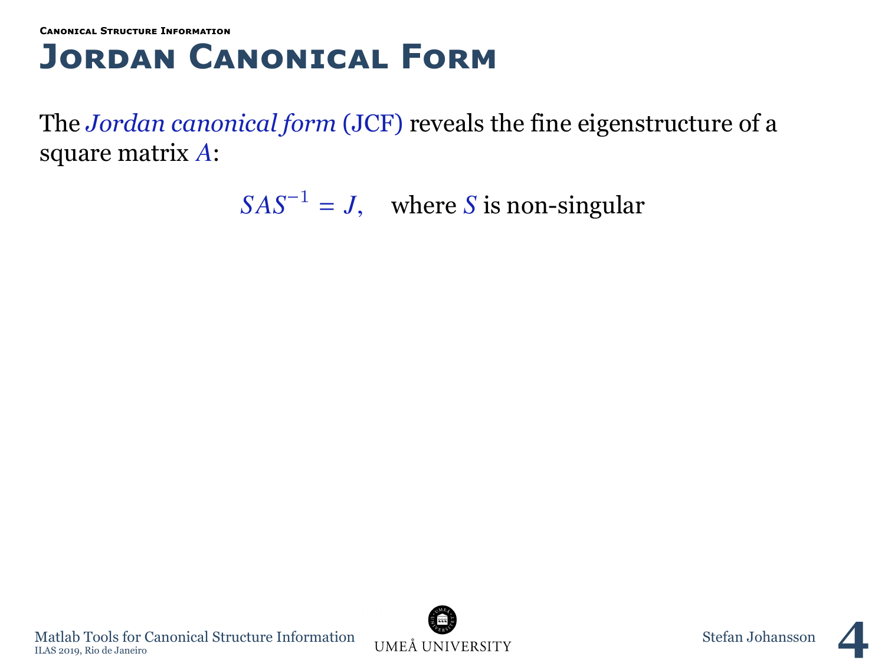### Canonical Structure Information

# Jordan Canonical Form

The *Jordan canonical form* (JCF) reveals the fine eigenstructure of a square matrix $A$:

$$SAS^{-1} = J, \quad \text{where } S \text{ is non-singular}$$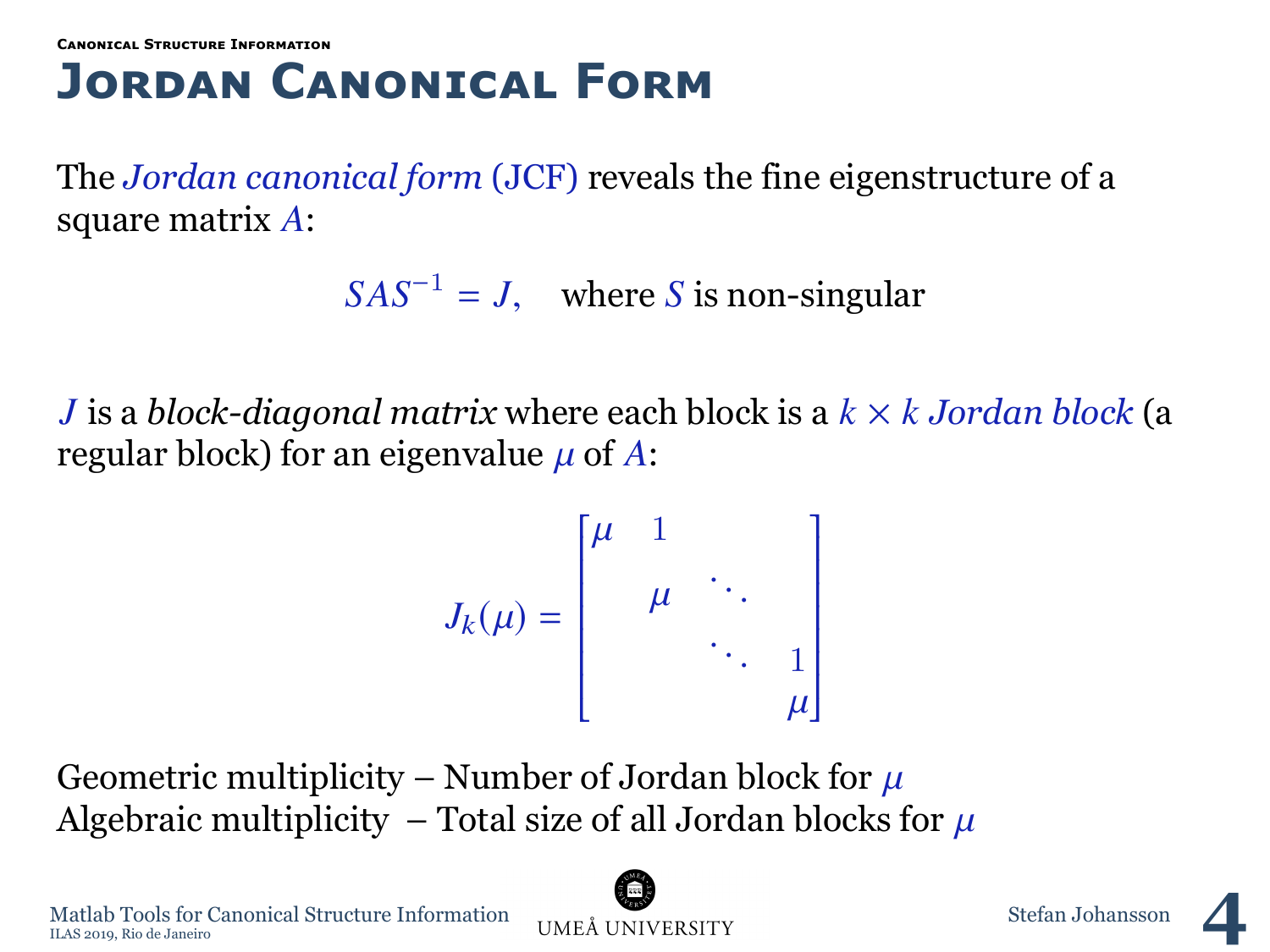## Canonical Structure Information

# Jordan Canonical Form

The *Jordan canonical form* (JCF) reveals the fine eigenstructure of a square matrix $A$:

$$SAS^{-1} = J, \quad \text{where } S \text{ is non-singular}$$

$J$ is a *block-diagonal matrix* where each block is a $k \times k$ *Jordan block* (a regular block) for an eigenvalue $\mu$ of $A$:

$$J_k(\mu) = \begin{bmatrix} \mu & 1 & & \\ & \mu & \ddots & \\ & & \ddots & 1 \\ & & & \mu \end{bmatrix}$$

Geometric multiplicity – Number of Jordan block for $\mu$
Algebraic multiplicity – Total size of all Jordan blocks for $\mu$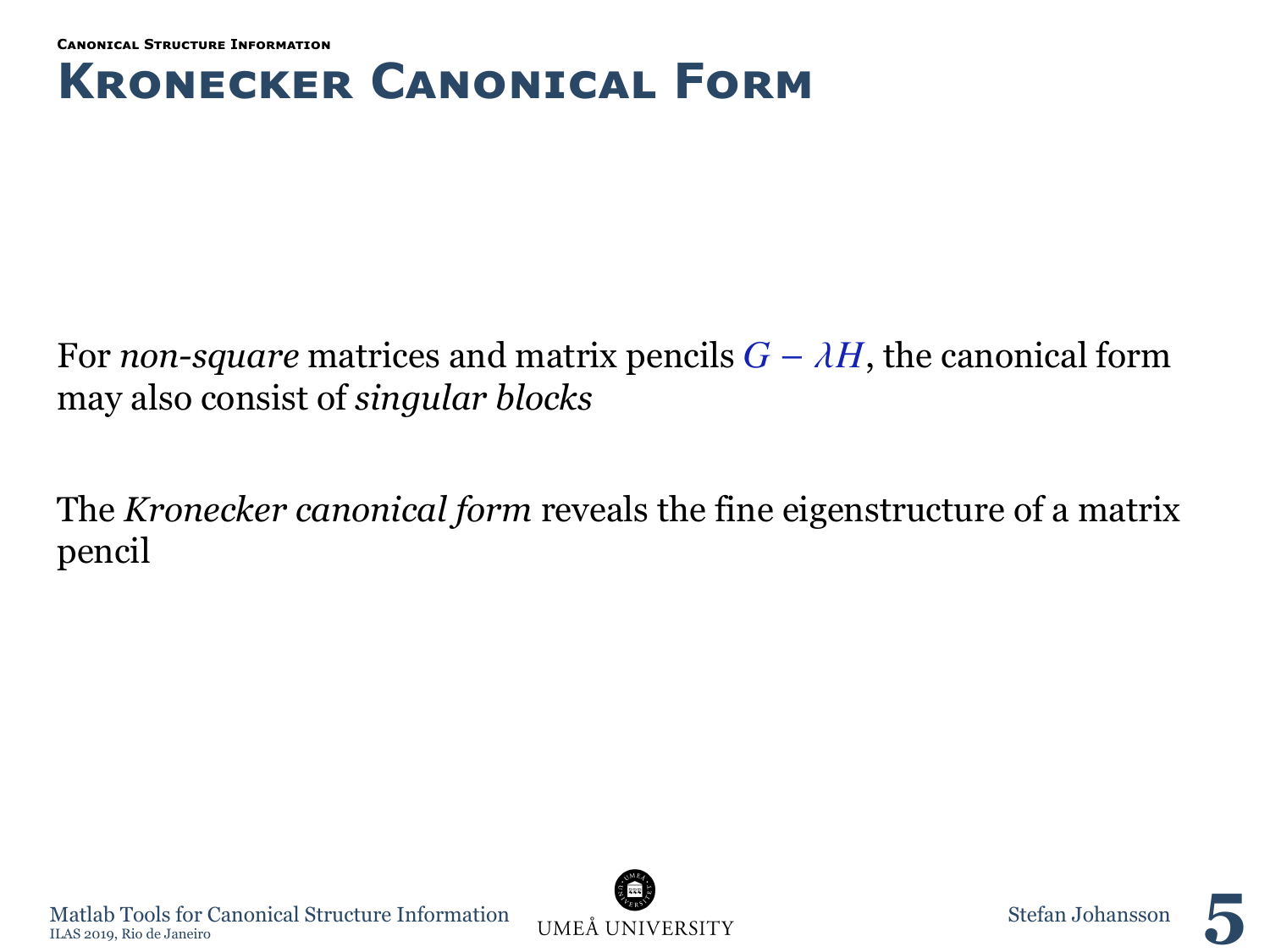# Kronecker Canonical Form

For *non-square* matrices and matrix pencils $G - \lambda H$, the canonical form may also consist of *singular blocks*

The *Kronecker canonical form* reveals the fine eigenstructure of a matrix pencil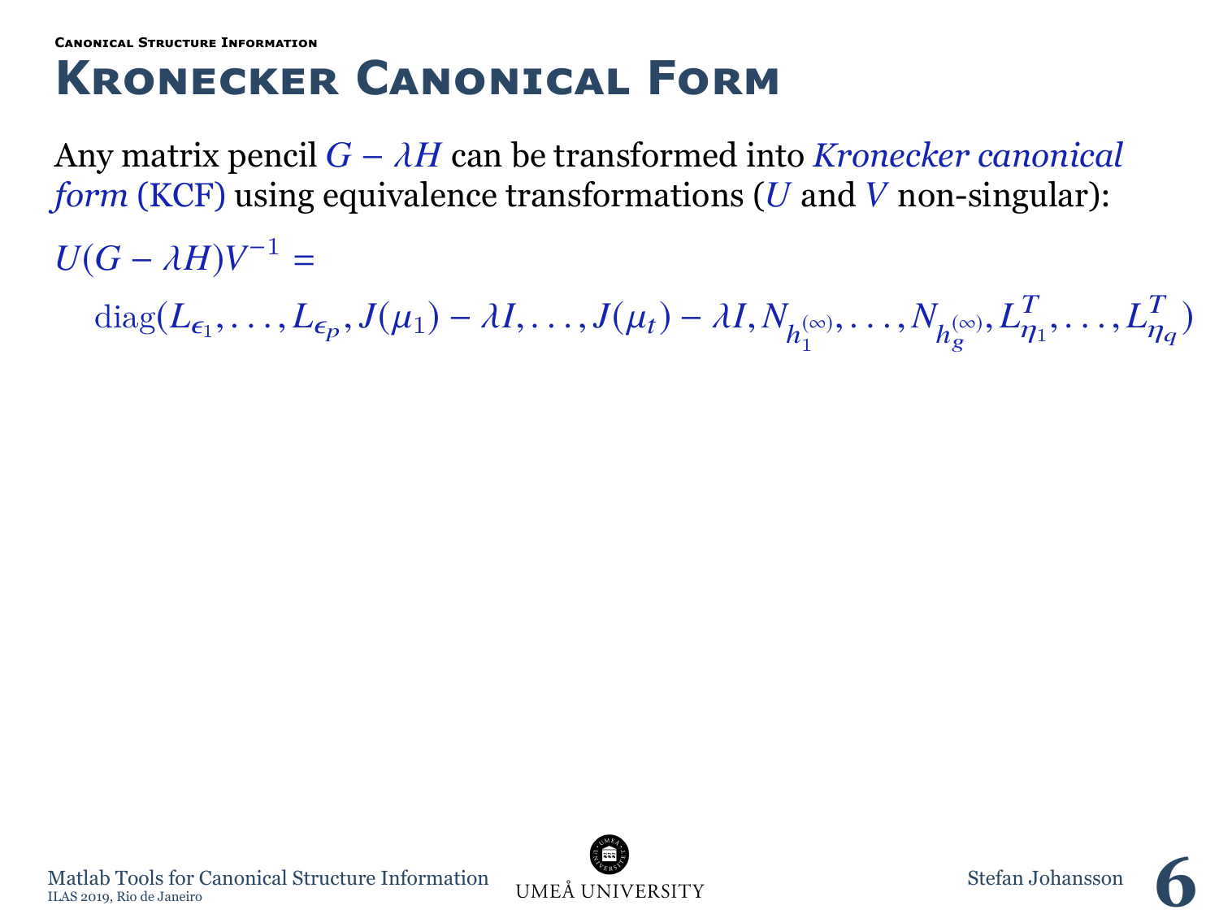###### Canonical Structure Information

# Kronecker Canonical Form

Any matrix pencil $G - \lambda H$ can be transformed into *Kronecker canonical form* (KCF) using equivalence transformations ($U$ and $V$ non-singular):

$$U(G - \lambda H)V^{-1} =$$

$$\operatorname{diag}(L_{\epsilon_1}, \ldots, L_{\epsilon_p}, J(\mu_1) - \lambda I, \ldots, J(\mu_t) - \lambda I, N_{h_1^{(\infty)}}, \ldots, N_{h_g^{(\infty)}}, L_{\eta_1}^T, \ldots, L_{\eta_q}^T)$$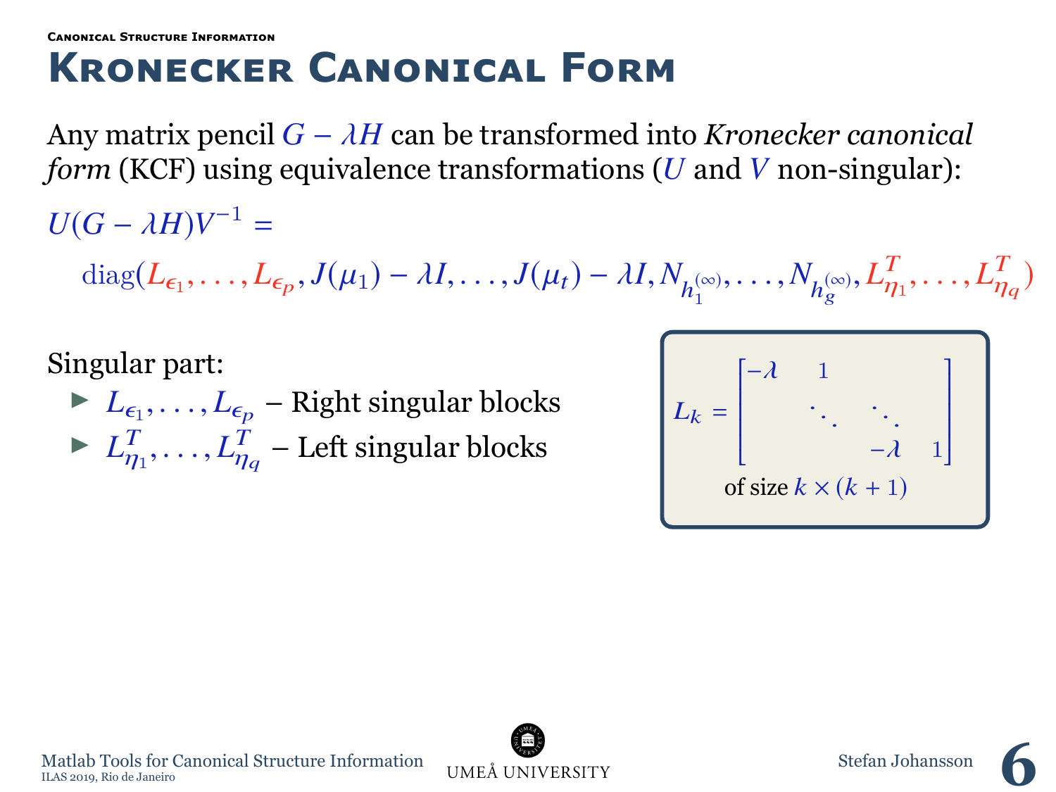Canonical Structure Information

# Kronecker Canonical Form

Any matrix pencil $G - \lambda H$ can be transformed into *Kronecker canonical form* (KCF) using equivalence transformations ($U$ and $V$ non-singular):

$$U(G - \lambda H)V^{-1} =$$

$$\mathrm{diag}(L_{\epsilon_1}, \ldots, L_{\epsilon_p}, J(\mu_1) - \lambda I, \ldots, J(\mu_t) - \lambda I, N_{h_1^{(\infty)}}, \ldots, N_{h_g^{(\infty)}}, L_{\eta_1}^T, \ldots, L_{\eta_q}^T)$$

Singular part:

- $L_{\epsilon_1}, \ldots, L_{\epsilon_p}$ – Right singular blocks
- $L_{\eta_1}^T, \ldots, L_{\eta_q}^T$ – Left singular blocks

$$L_k = \begin{bmatrix} -\lambda & 1 & & \\ & \ddots & \ddots & \\ & & -\lambda & 1 \end{bmatrix}$$

of size $k \times (k+1)$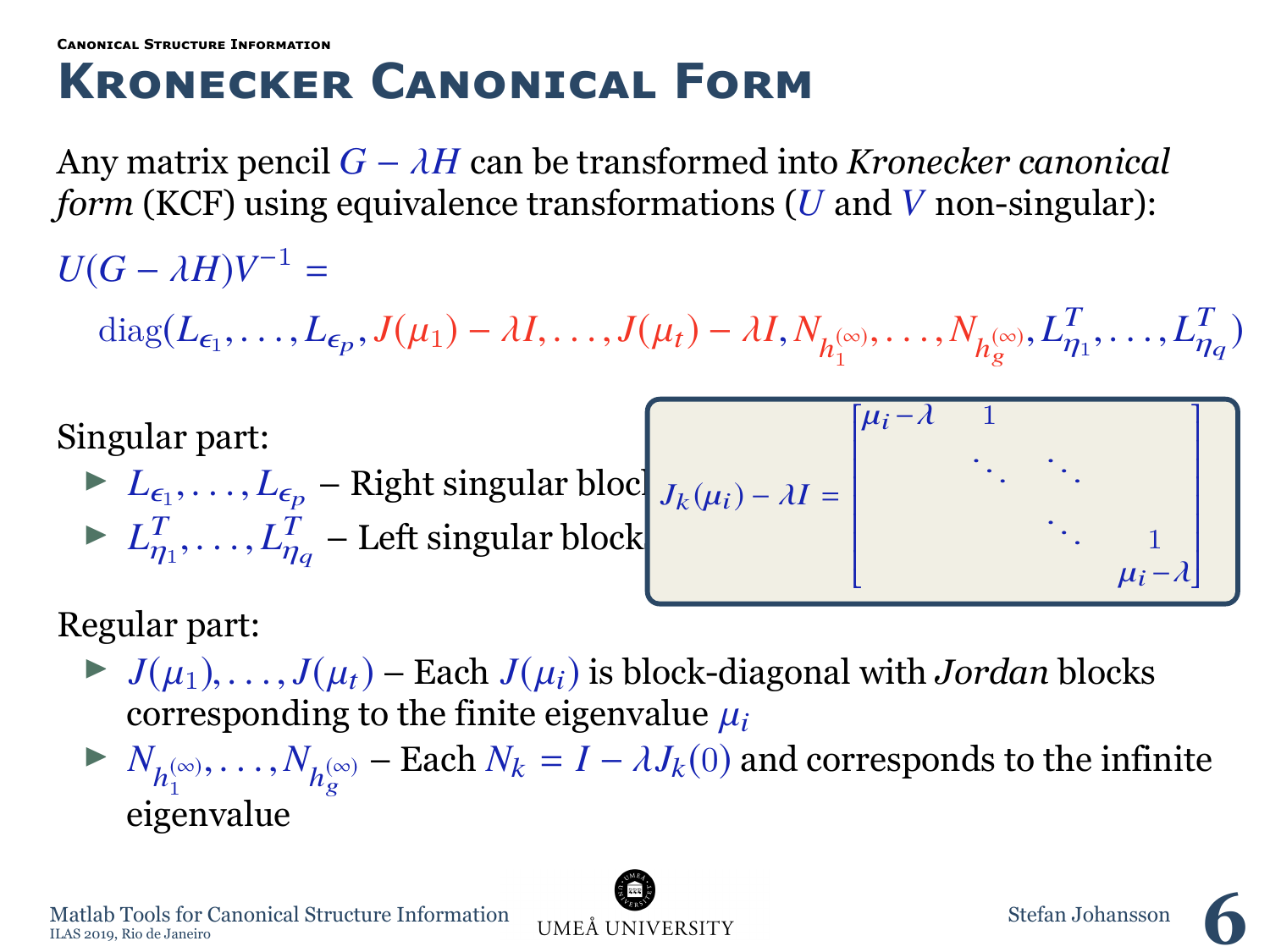###### Canonical Structure Information

# Kronecker Canonical Form

Any matrix pencil $G - \lambda H$ can be transformed into *Kronecker canonical form* (KCF) using equivalence transformations ($U$ and $V$ non-singular):

$$U(G - \lambda H)V^{-1} =$$

$$\mathrm{diag}(L_{\epsilon_1}, \ldots, L_{\epsilon_p}, J(\mu_1) - \lambda I, \ldots, J(\mu_t) - \lambda I, N_{h_1^{(\infty)}}, \ldots, N_{h_g^{(\infty)}}, L_{\eta_1}^T, \ldots, L_{\eta_q}^T)$$

Singular part:

- $L_{\epsilon_1}, \ldots, L_{\epsilon_p}$ – Right singular blocks
- $L_{\eta_1}^T, \ldots, L_{\eta_q}^T$ – Left singular blocks

$$J_k(\mu_i) - \lambda I = \begin{bmatrix} \mu_i - \lambda & 1 & & \\ & \ddots & \ddots & \\ & & \ddots & 1 \\ & & & \mu_i - \lambda \end{bmatrix}$$

Regular part:

- $J(\mu_1), \ldots, J(\mu_t)$ – Each $J(\mu_i)$ is block-diagonal with *Jordan* blocks corresponding to the finite eigenvalue $\mu_i$
- $N_{h_1^{(\infty)}}, \ldots, N_{h_g^{(\infty)}}$ – Each $N_k = I - \lambda J_k(0)$ and corresponds to the infinite eigenvalue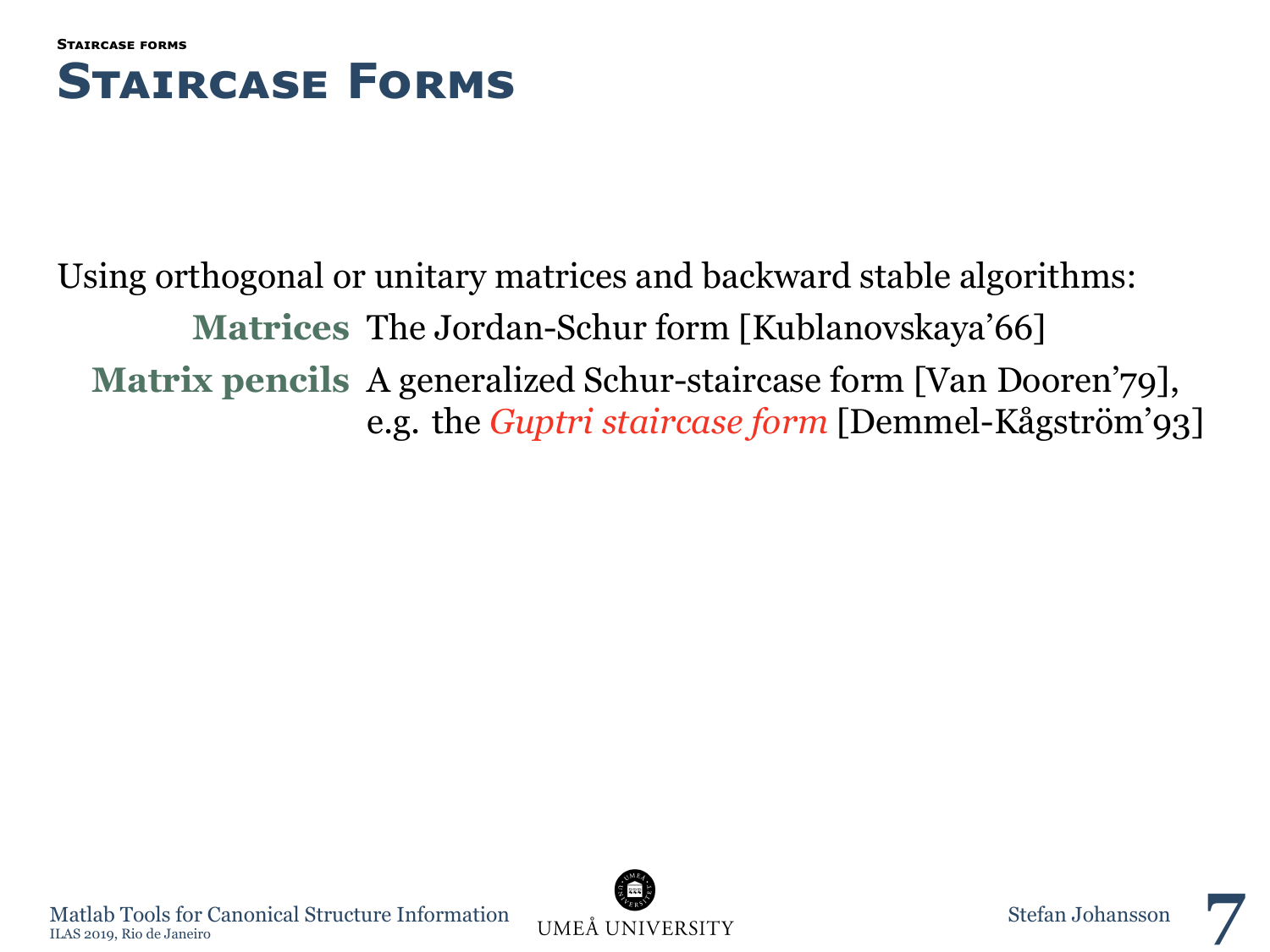# Staircase Forms

Using orthogonal or unitary matrices and backward stable algorithms:

**Matrices** The Jordan-Schur form [Kublanovskaya'66]

**Matrix pencils** A generalized Schur-staircase form [Van Dooren'79], e.g. the *Guptri staircase form* [Demmel-Kågström'93]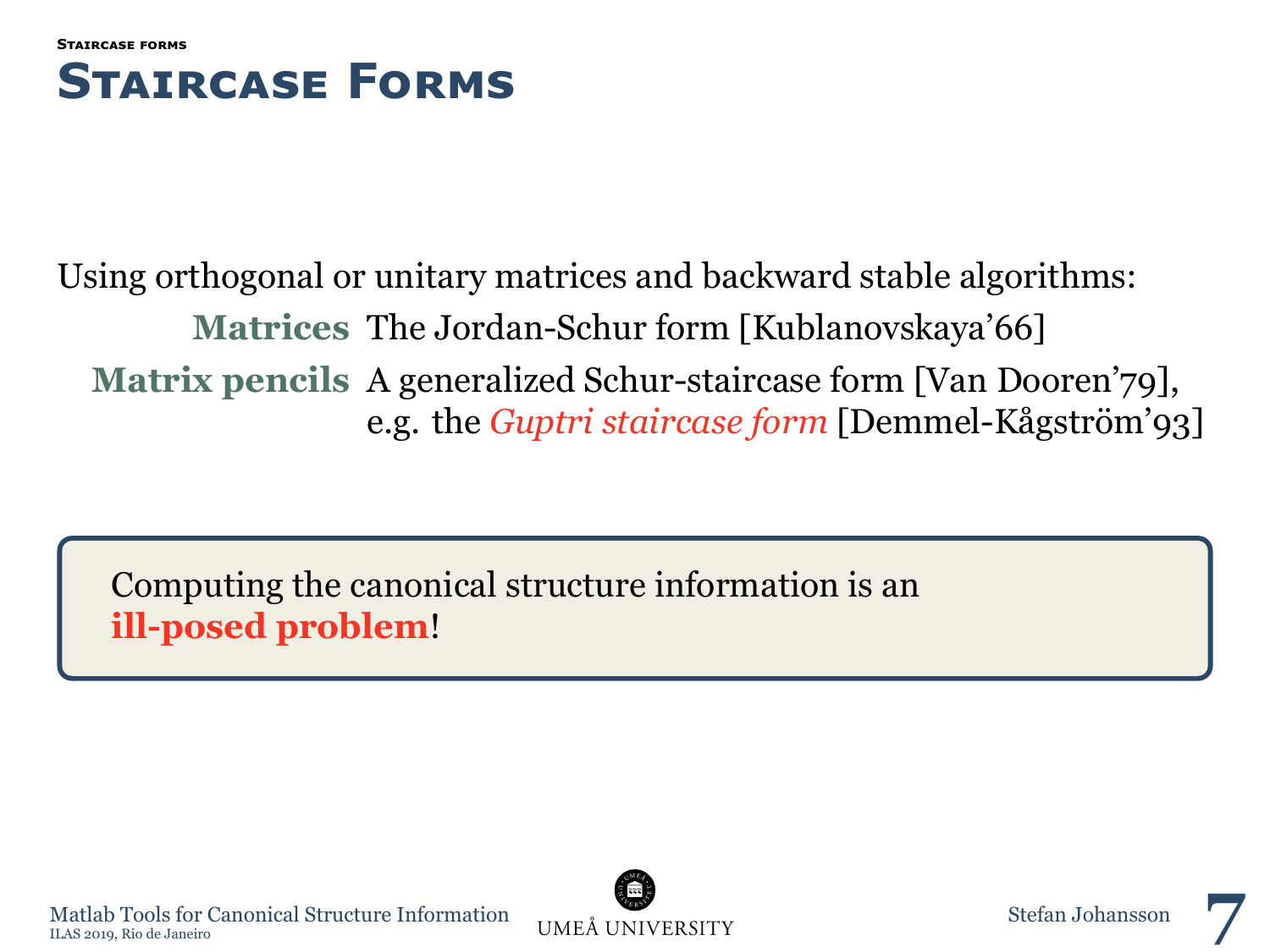# Staircase Forms

Using orthogonal or unitary matrices and backward stable algorithms:

**Matrices** The Jordan-Schur form [Kublanovskaya'66]

**Matrix pencils** A generalized Schur-staircase form [Van Dooren'79], e.g. the *Guptri staircase form* [Demmel-Kågström'93]

> Computing the canonical structure information is an **ill-posed problem**!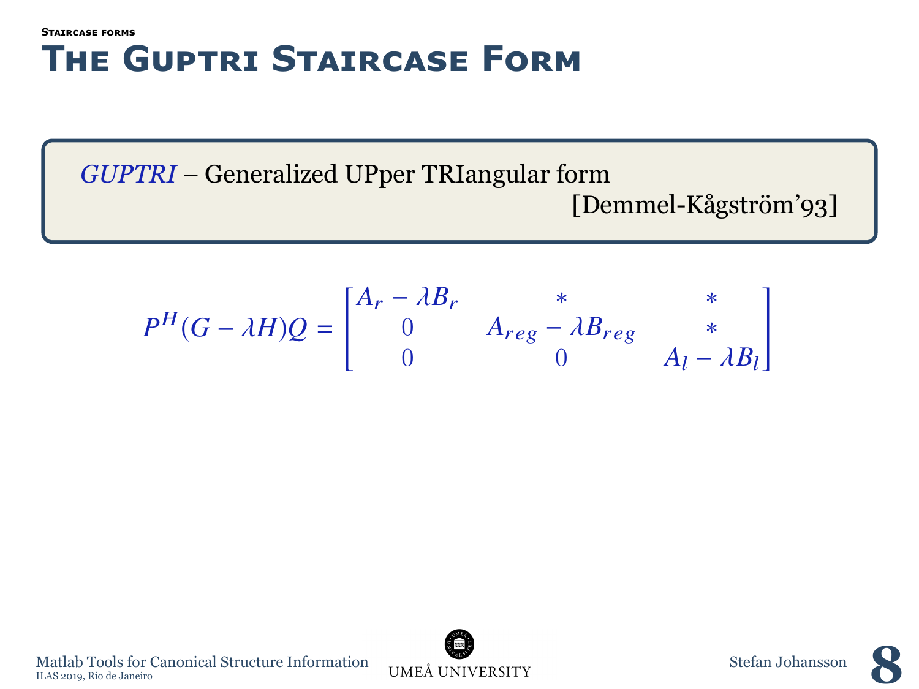#### Staircase forms

# The Guptri Staircase Form

*GUPTRI* – Generalized UPper TRIangular form

[Demmel-Kågström'93]

$$P^H(G - \lambda H)Q = \begin{bmatrix} A_r - \lambda B_r & * & * \\ 0 & A_{reg} - \lambda B_{reg} & * \\ 0 & 0 & A_l - \lambda B_l \end{bmatrix}$$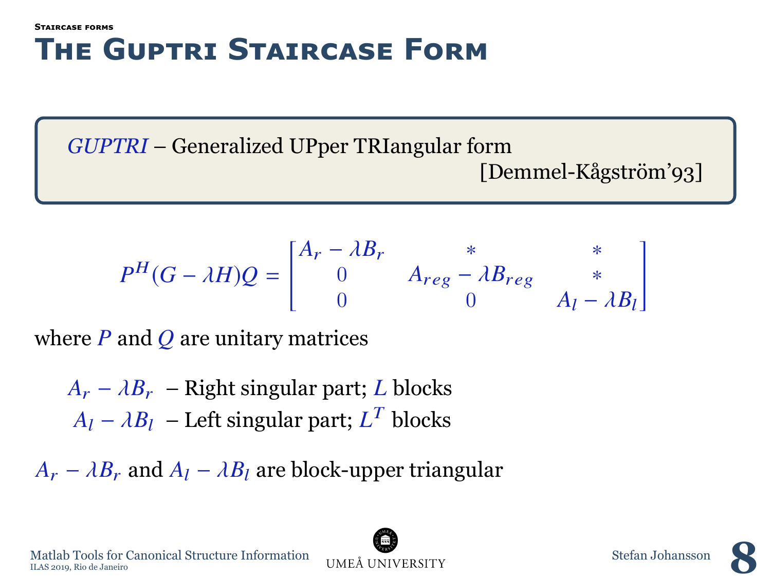###### Staircase forms

# The Guptri Staircase Form

*GUPTRI* – Generalized UPper TRIangular form

[Demmel-Kågström'93]

$$P^H(G - \lambda H)Q = \begin{bmatrix} A_r - \lambda B_r & * & * \\ 0 & A_{reg} - \lambda B_{reg} & * \\ 0 & 0 & A_l - \lambda B_l \end{bmatrix}$$

where $P$ and $Q$ are unitary matrices

$A_r - \lambda B_r$ – Right singular part; $L$ blocks

$A_l - \lambda B_l$ – Left singular part; $L^T$ blocks

$A_r - \lambda B_r$ and $A_l - \lambda B_l$ are block-upper triangular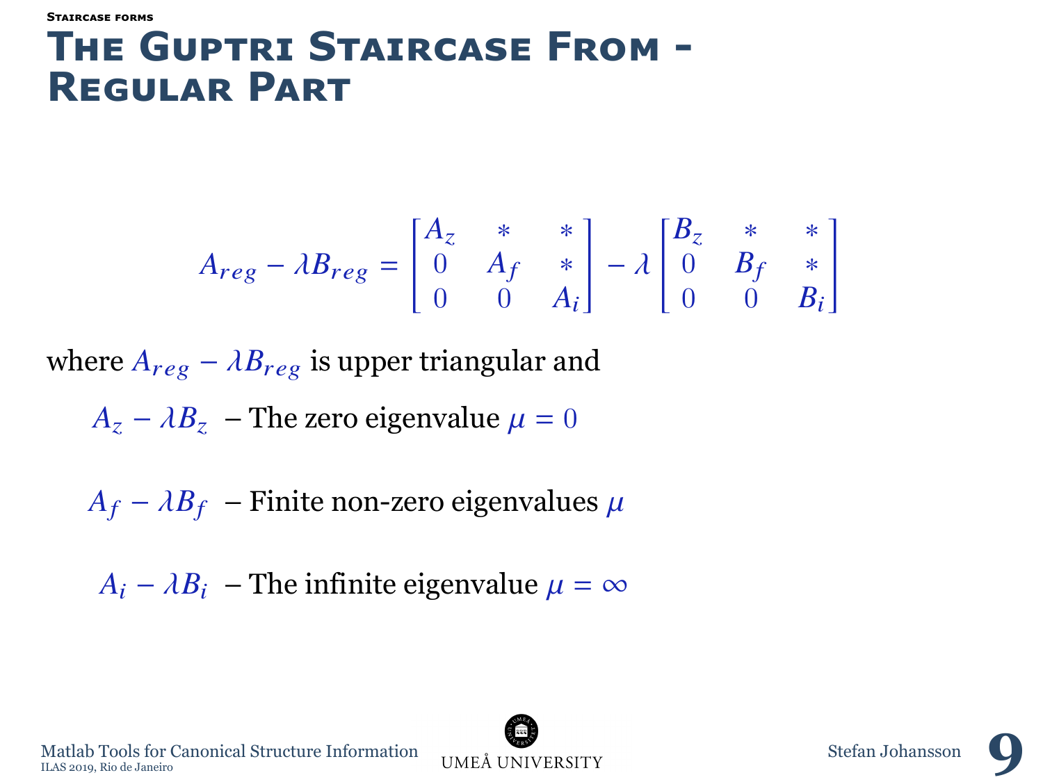###### Staircase forms

# The Guptri Staircase From - Regular Part

$$A_{reg} - \lambda B_{reg} = \begin{bmatrix} A_z & * & * \\ 0 & A_f & * \\ 0 & 0 & A_i \end{bmatrix} - \lambda \begin{bmatrix} B_z & * & * \\ 0 & B_f & * \\ 0 & 0 & B_i \end{bmatrix}$$

where $A_{reg} - \lambda B_{reg}$ is upper triangular and

- $A_z - \lambda B_z$ – The zero eigenvalue $\mu = 0$
- $A_f - \lambda B_f$ – Finite non-zero eigenvalues $\mu$
- $A_i - \lambda B_i$ – The infinite eigenvalue $\mu = \infty$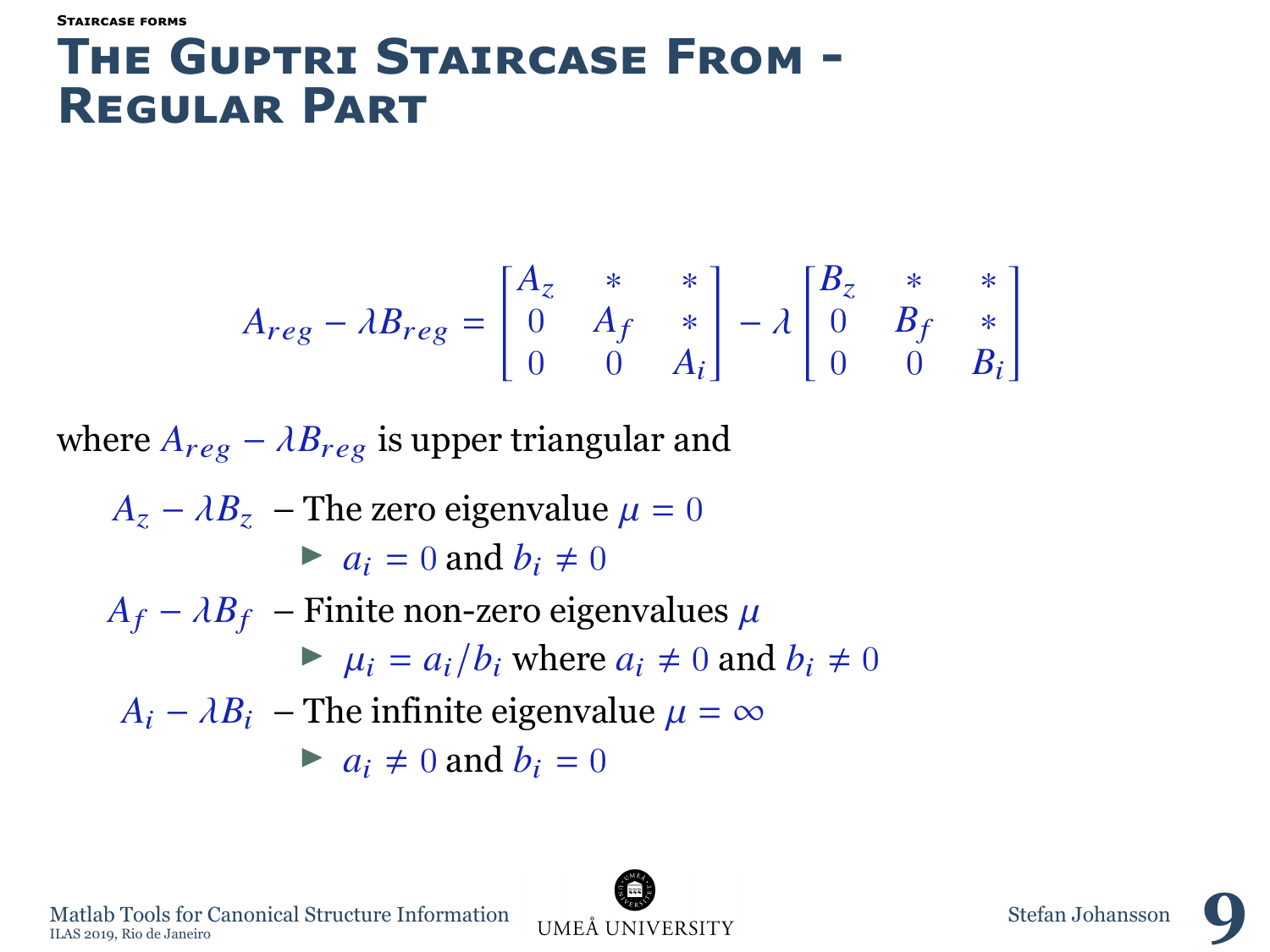###### Staircase forms

# The Guptri Staircase From - Regular Part

$$A_{reg} - \lambda B_{reg} = \begin{bmatrix} A_z & * & * \\ 0 & A_f & * \\ 0 & 0 & A_i \end{bmatrix} - \lambda \begin{bmatrix} B_z & * & * \\ 0 & B_f & * \\ 0 & 0 & B_i \end{bmatrix}$$

where $A_{reg} - \lambda B_{reg}$ is upper triangular and

$A_z - \lambda B_z$ – The zero eigenvalue $\mu = 0$

- $a_i = 0$ and $b_i \neq 0$

$A_f - \lambda B_f$ – Finite non-zero eigenvalues $\mu$

- $\mu_i = a_i / b_i$ where $a_i \neq 0$ and $b_i \neq 0$

$A_i - \lambda B_i$ – The infinite eigenvalue $\mu = \infty$

- $a_i \neq 0$ and $b_i = 0$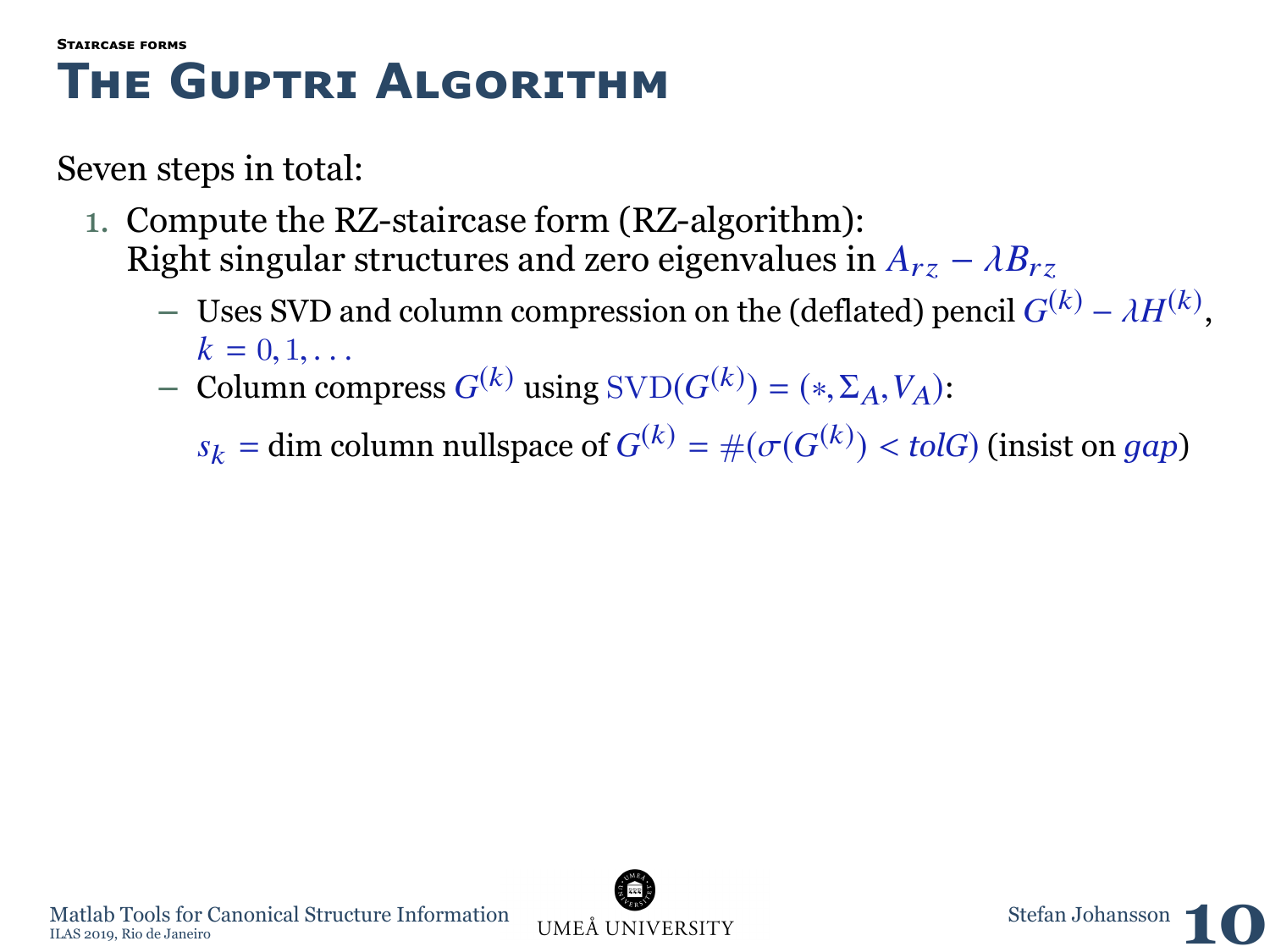## The Guptri Algorithm

Seven steps in total:

1. Compute the RZ-staircase form (RZ-algorithm): Right singular structures and zero eigenvalues in $A_{rz} - \lambda B_{rz}$
   - Uses SVD and column compression on the (deflated) pencil $G^{(k)} - \lambda H^{(k)}$, $k = 0, 1, \ldots$
   - Column compress $G^{(k)}$ using $\mathrm{SVD}(G^{(k)}) = (*, \Sigma_A, V_A)$:

     $s_k$ = dim column nullspace of $G^{(k)} = \#(\sigma(G^{(k)}) < tolG)$ (insist on $gap$)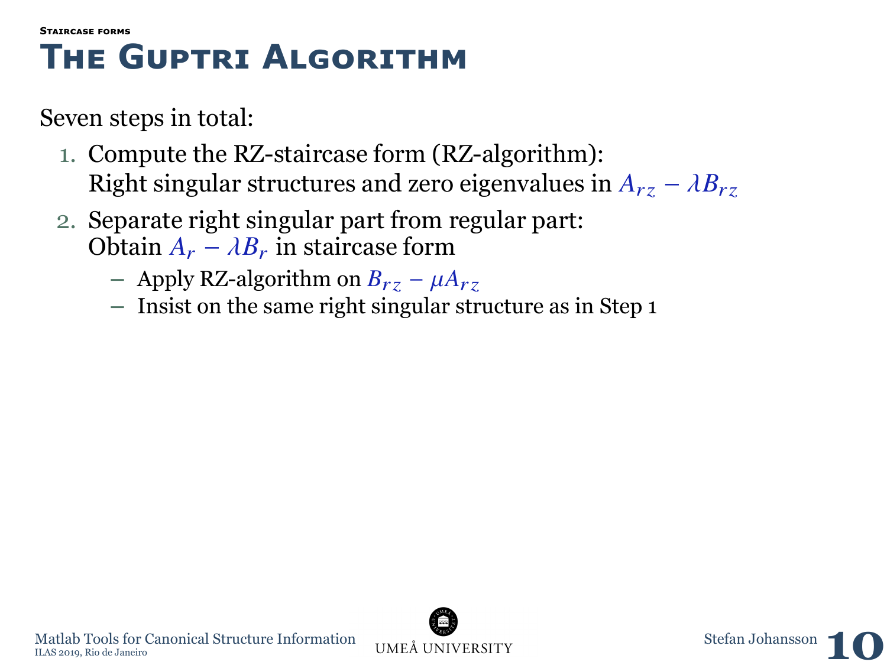Staircase forms

# The Guptri Algorithm

Seven steps in total:

1. Compute the RZ-staircase form (RZ-algorithm): Right singular structures and zero eigenvalues in $A_{rz} - \lambda B_{rz}$
2. Separate right singular part from regular part: Obtain $A_r - \lambda B_r$ in staircase form
   - Apply RZ-algorithm on $B_{rz} - \mu A_{rz}$
   - Insist on the same right singular structure as in Step 1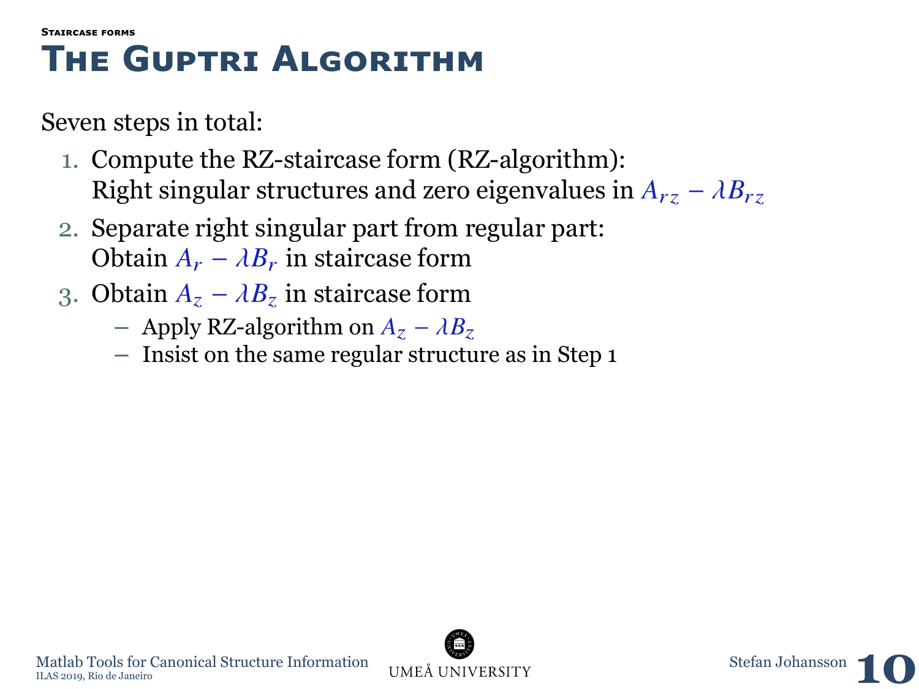#### Staircase forms

# The Guptri Algorithm

Seven steps in total:

1. Compute the RZ-staircase form (RZ-algorithm):
   Right singular structures and zero eigenvalues in $A_{rz} - \lambda B_{rz}$
2. Separate right singular part from regular part:
   Obtain $A_r - \lambda B_r$ in staircase form
3. Obtain $A_z - \lambda B_z$ in staircase form
   - Apply RZ-algorithm on $A_z - \lambda B_z$
   - Insist on the same regular structure as in Step 1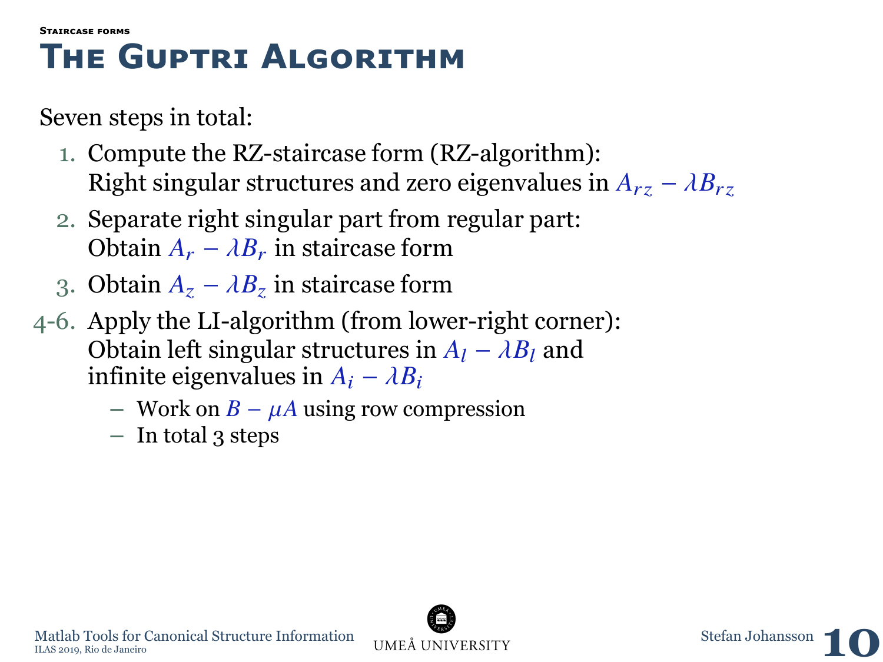###### Staircase forms

# The Guptri Algorithm

Seven steps in total:

1. Compute the RZ-staircase form (RZ-algorithm):
   Right singular structures and zero eigenvalues in $A_{rz} - \lambda B_{rz}$
2. Separate right singular part from regular part:
   Obtain $A_r - \lambda B_r$ in staircase form
3. Obtain $A_z - \lambda B_z$ in staircase form

4-6. Apply the LI-algorithm (from lower-right corner):
   Obtain left singular structures in $A_l - \lambda B_l$ and infinite eigenvalues in $A_i - \lambda B_i$
   - Work on $B - \mu A$ using row compression
   - In total 3 steps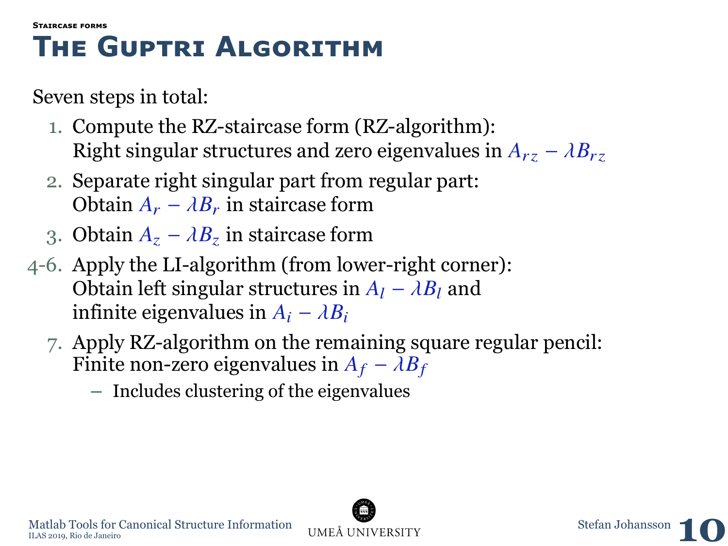###### Staircase forms

# The Guptri Algorithm

Seven steps in total:

1. Compute the RZ-staircase form (RZ-algorithm): Right singular structures and zero eigenvalues in $A_{rz} - \lambda B_{rz}$
2. Separate right singular part from regular part: Obtain $A_r - \lambda B_r$ in staircase form
3. Obtain $A_z - \lambda B_z$ in staircase form

4-6. Apply the LI-algorithm (from lower-right corner): Obtain left singular structures in $A_l - \lambda B_l$ and infinite eigenvalues in $A_i - \lambda B_i$

7. Apply RZ-algorithm on the remaining square regular pencil: Finite non-zero eigenvalues in $A_f - \lambda B_f$
   - Includes clustering of the eigenvalues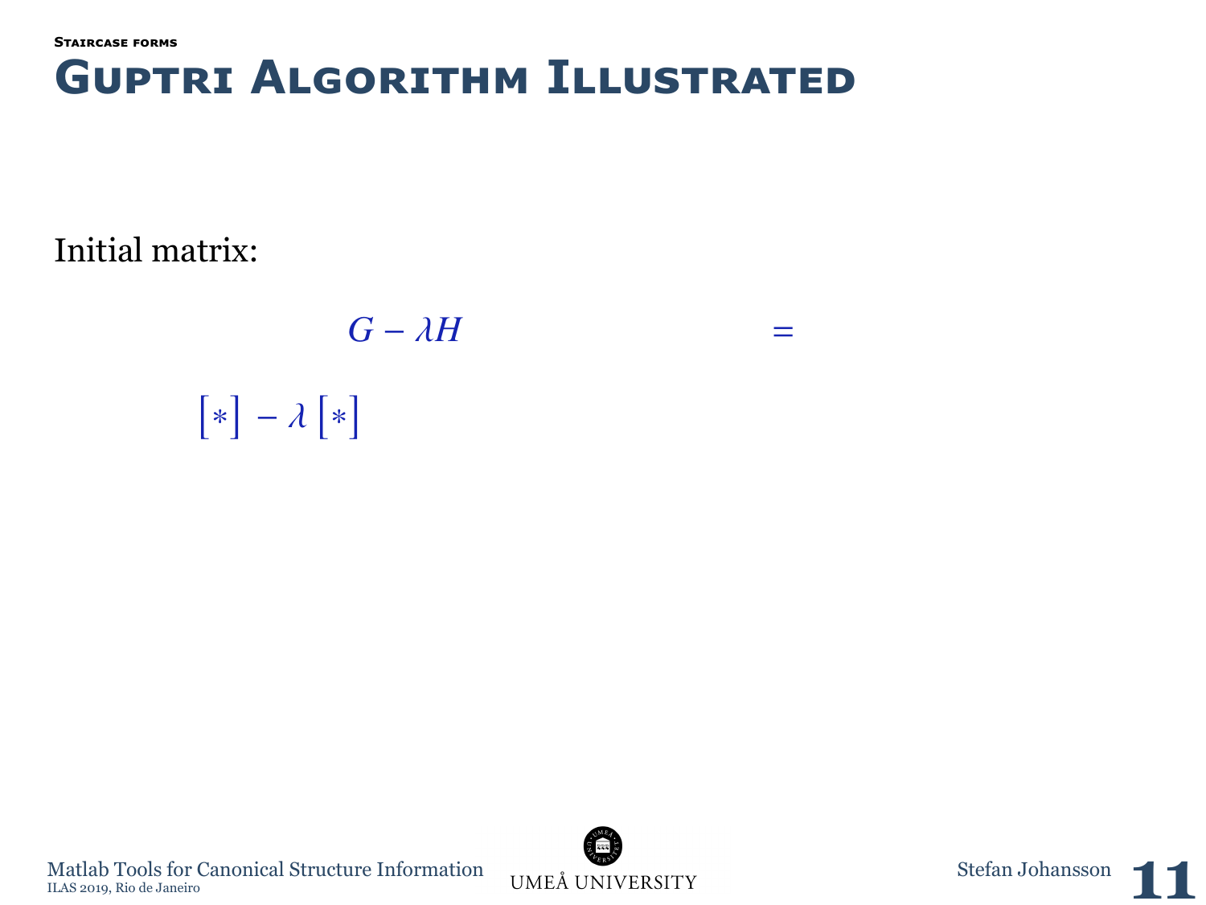###### Staircase forms

# Guptri Algorithm Illustrated

Initial matrix:

$$G - \lambda H \qquad\qquad\qquad =$$

$$\begin{bmatrix} * \end{bmatrix} - \lambda \begin{bmatrix} * \end{bmatrix}$$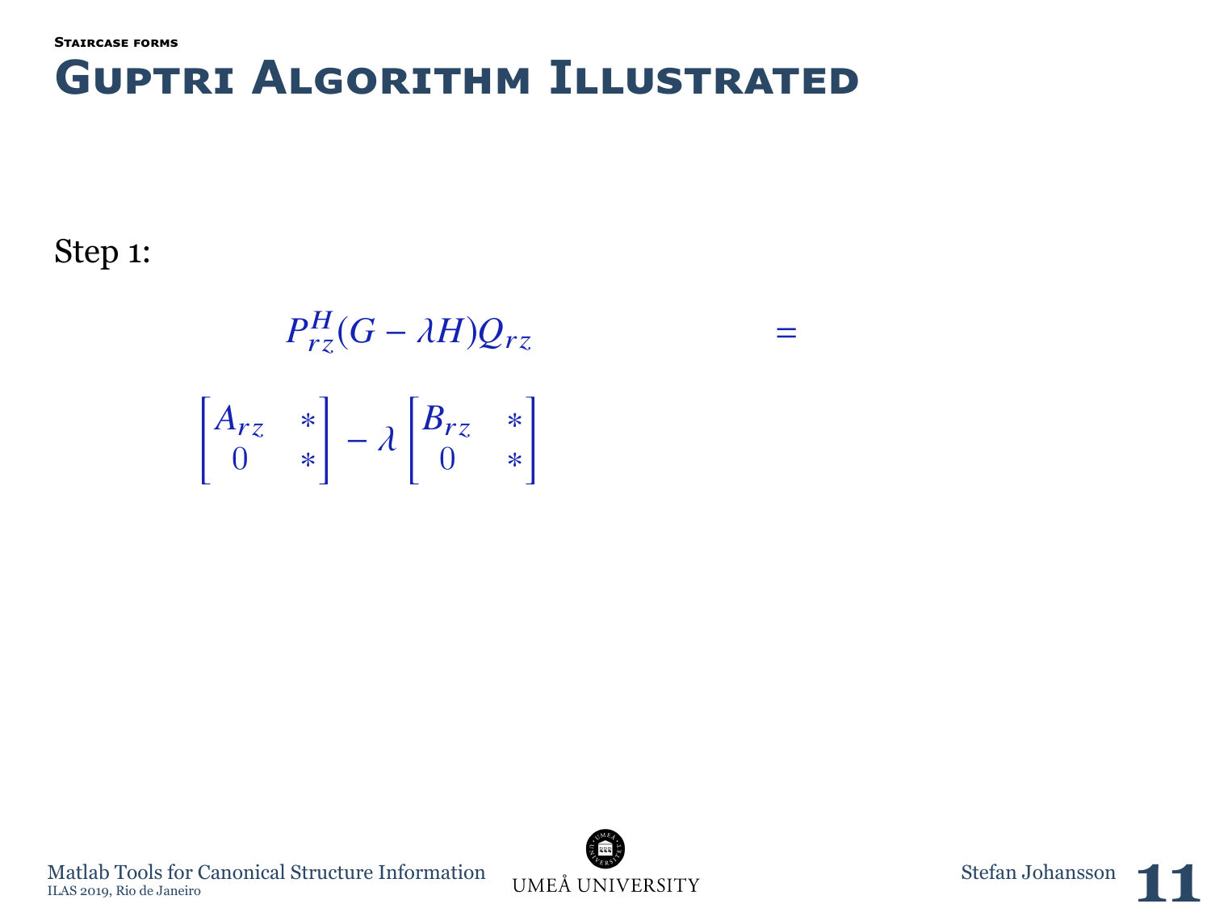###### Staircase forms

# Guptri Algorithm Illustrated

Step 1:

$$P_{rz}^H(G - \lambda H)Q_{rz} =$$

$$\begin{bmatrix} A_{rz} & * \\ 0 & * \end{bmatrix} - \lambda \begin{bmatrix} B_{rz} & * \\ 0 & * \end{bmatrix}$$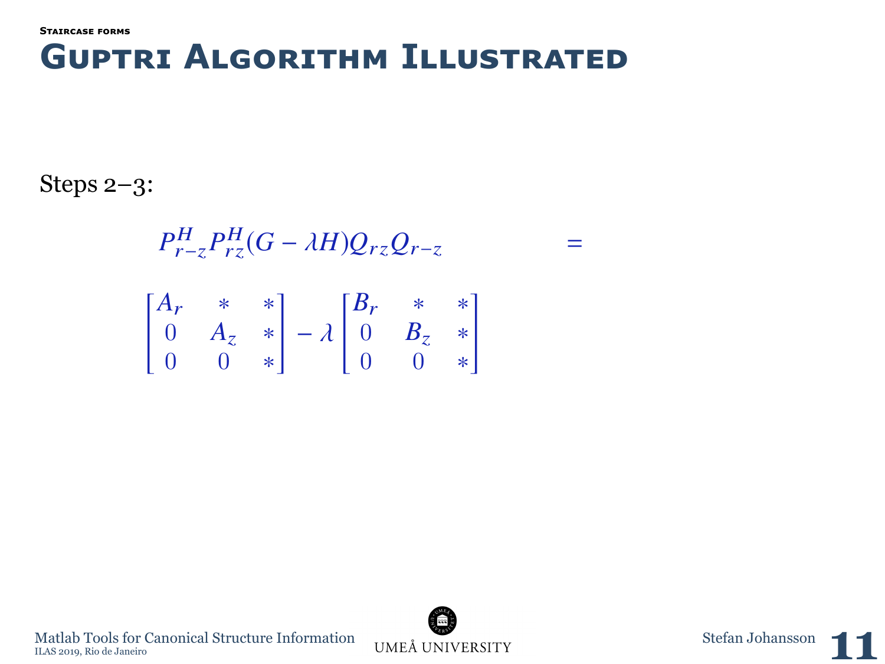###### Staircase forms

# Guptri Algorithm Illustrated

Steps 2–3:

$$P_{r-z}^H P_{rz}^H (G - \lambda H) Q_{rz} Q_{r-z} =$$

$$\begin{bmatrix} A_r & * & * \\ 0 & A_z & * \\ 0 & 0 & * \end{bmatrix} - \lambda \begin{bmatrix} B_r & * & * \\ 0 & B_z & * \\ 0 & 0 & * \end{bmatrix}$$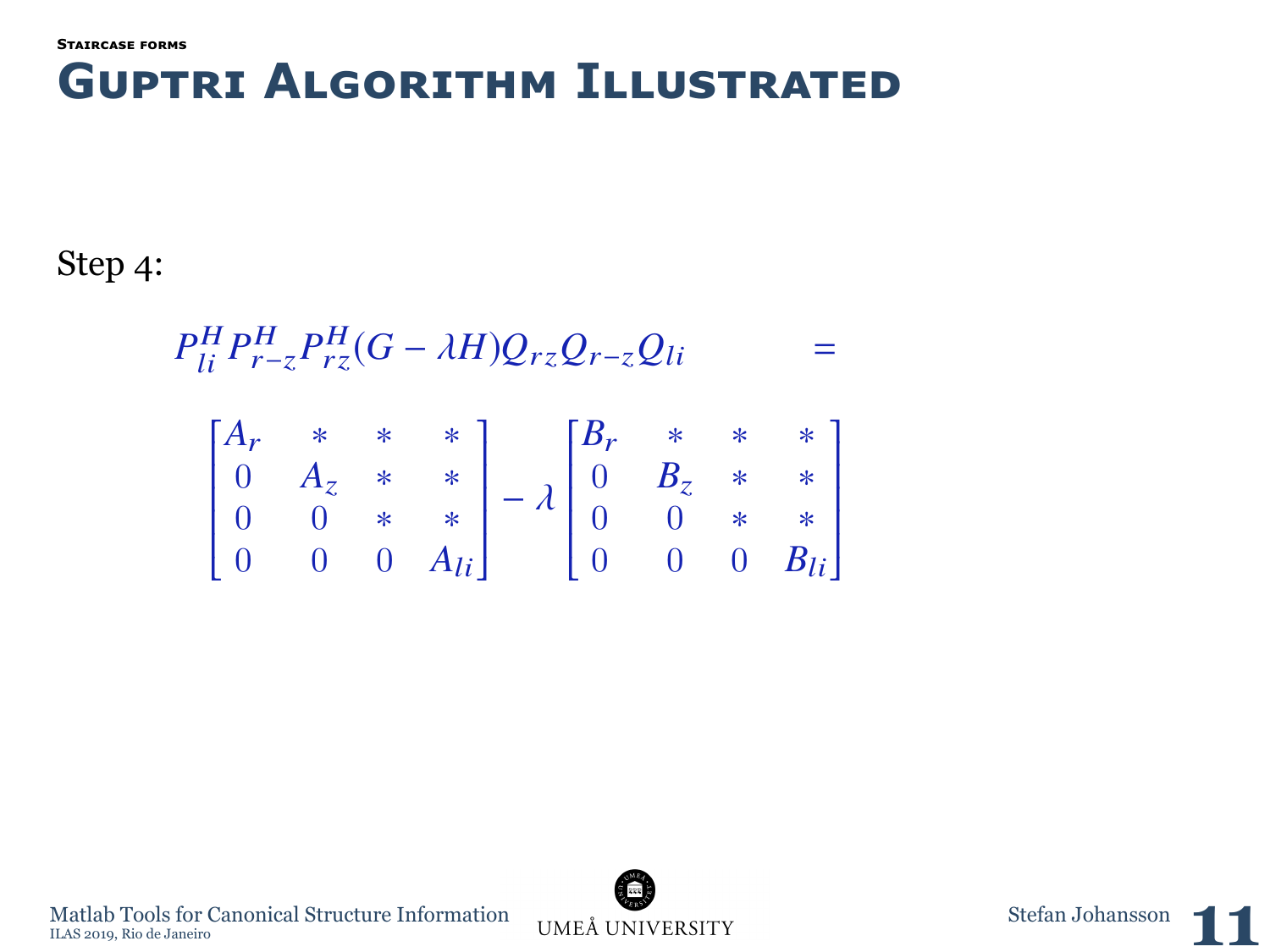###### Staircase forms

# Guptri Algorithm Illustrated

Step 4:

$$
P_{li}^H P_{r-z}^H P_{rz}^H (G - \lambda H) Q_{rz} Q_{r-z} Q_{li} \qquad =
$$

$$
\begin{bmatrix} A_r & * & * & * \\ 0 & A_z & * & * \\ 0 & 0 & * & * \\ 0 & 0 & 0 & A_{li} \end{bmatrix} - \lambda \begin{bmatrix} B_r & * & * & * \\ 0 & B_z & * & * \\ 0 & 0 & * & * \\ 0 & 0 & 0 & B_{li} \end{bmatrix}
$$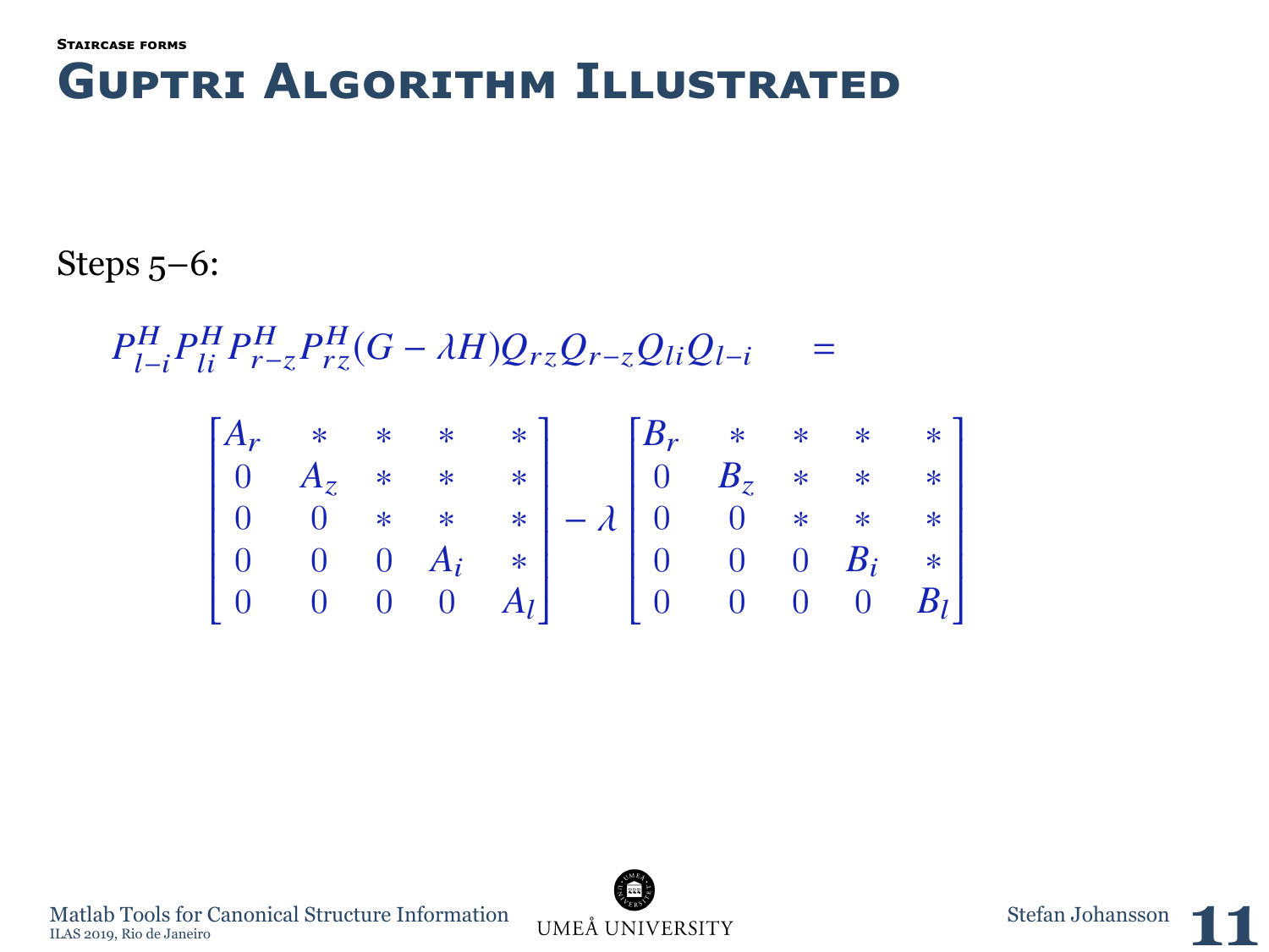###### Staircase forms

# Guptri Algorithm Illustrated

Steps 5–6:

$$P_{l-i}^H P_{li}^H P_{r-z}^H P_{rz}^H (G - \lambda H) Q_{rz} Q_{r-z} Q_{li} Q_{l-i} =$$

$$\begin{bmatrix} A_r & * & * & * & * \\ 0 & A_z & * & * & * \\ 0 & 0 & * & * & * \\ 0 & 0 & 0 & A_i & * \\ 0 & 0 & 0 & 0 & A_l \end{bmatrix} - \lambda \begin{bmatrix} B_r & * & * & * & * \\ 0 & B_z & * & * & * \\ 0 & 0 & * & * & * \\ 0 & 0 & 0 & B_i & * \\ 0 & 0 & 0 & 0 & B_l \end{bmatrix}$$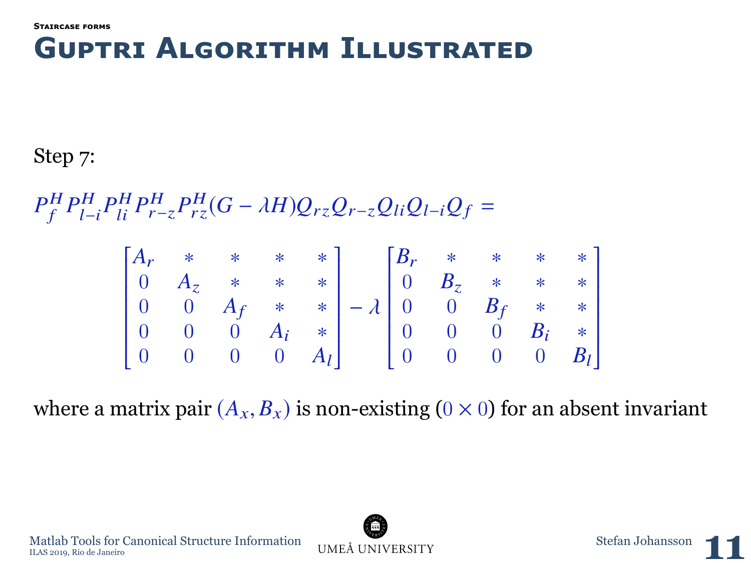## Staircase forms

# Guptri Algorithm Illustrated

Step 7:

$$P_f^H P_{l-i}^H P_{li}^H P_{r-z}^H P_{rz}^H (G - \lambda H) Q_{rz} Q_{r-z} Q_{li} Q_{l-i} Q_f =$$

$$\begin{bmatrix} A_r & * & * & * & * \\ 0 & A_z & * & * & * \\ 0 & 0 & A_f & * & * \\ 0 & 0 & 0 & A_i & * \\ 0 & 0 & 0 & 0 & A_l \end{bmatrix} - \lambda \begin{bmatrix} B_r & * & * & * & * \\ 0 & B_z & * & * & * \\ 0 & 0 & B_f & * & * \\ 0 & 0 & 0 & B_i & * \\ 0 & 0 & 0 & 0 & B_l \end{bmatrix}$$

where a matrix pair $(A_x, B_x)$ is non-existing ($0 \times 0$) for an absent invariant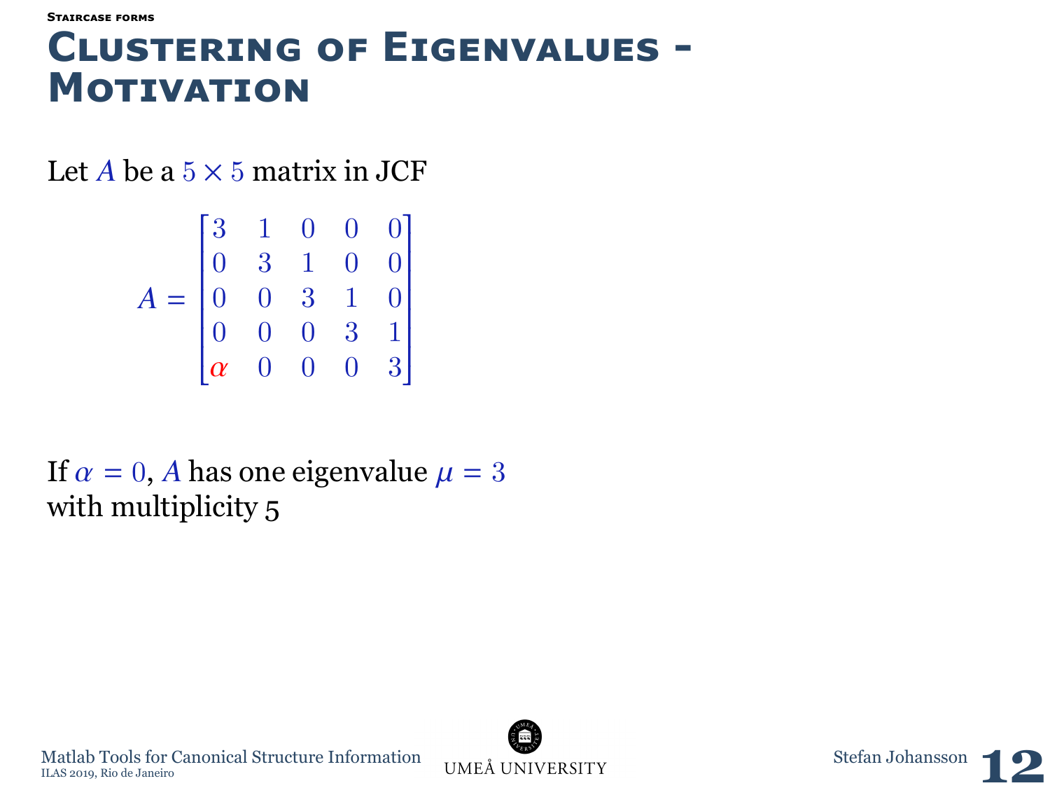#### Staircase forms

# Clustering of Eigenvalues - Motivation

Let $A$ be a $5 \times 5$ matrix in JCF

$$A = \begin{bmatrix} 3 & 1 & 0 & 0 & 0 \\ 0 & 3 & 1 & 0 & 0 \\ 0 & 0 & 3 & 1 & 0 \\ 0 & 0 & 0 & 3 & 1 \\ \alpha & 0 & 0 & 0 & 3 \end{bmatrix}$$

If $\alpha = 0$, $A$ has one eigenvalue $\mu = 3$ with multiplicity 5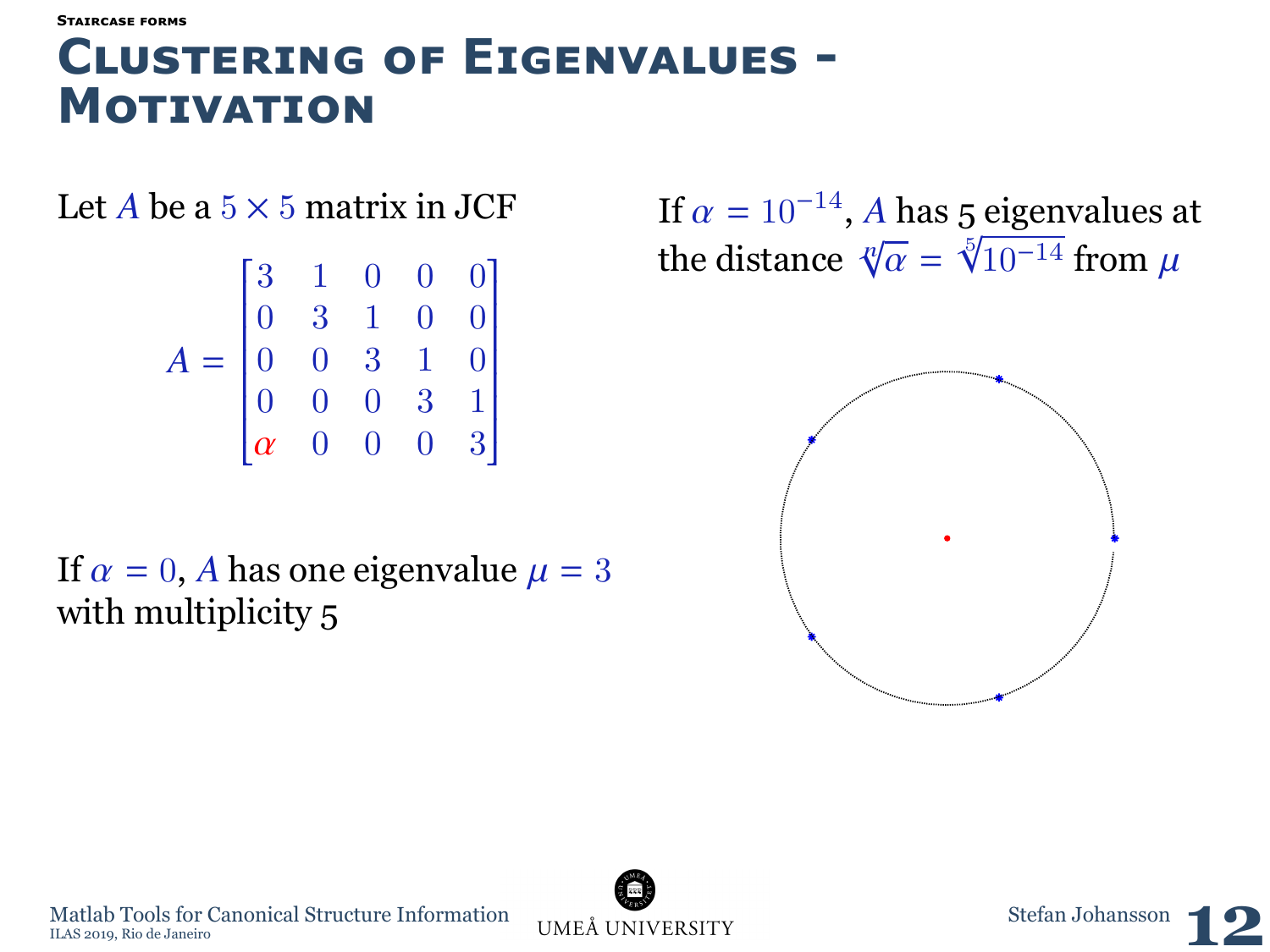# Clustering of Eigenvalues - Motivation

Let $A$ be a $5 \times 5$ matrix in JCF

$$A = \begin{bmatrix} 3 & 1 & 0 & 0 & 0 \\ 0 & 3 & 1 & 0 & 0 \\ 0 & 0 & 3 & 1 & 0 \\ 0 & 0 & 0 & 3 & 1 \\ \alpha & 0 & 0 & 0 & 3 \end{bmatrix}$$

If $\alpha = 0$, $A$ has one eigenvalue $\mu = 3$ with multiplicity 5

If $\alpha = 10^{-14}$, $A$ has 5 eigenvalues at the distance $\sqrt[n]{\alpha} = \sqrt[5]{10^{-14}}$ from $\mu$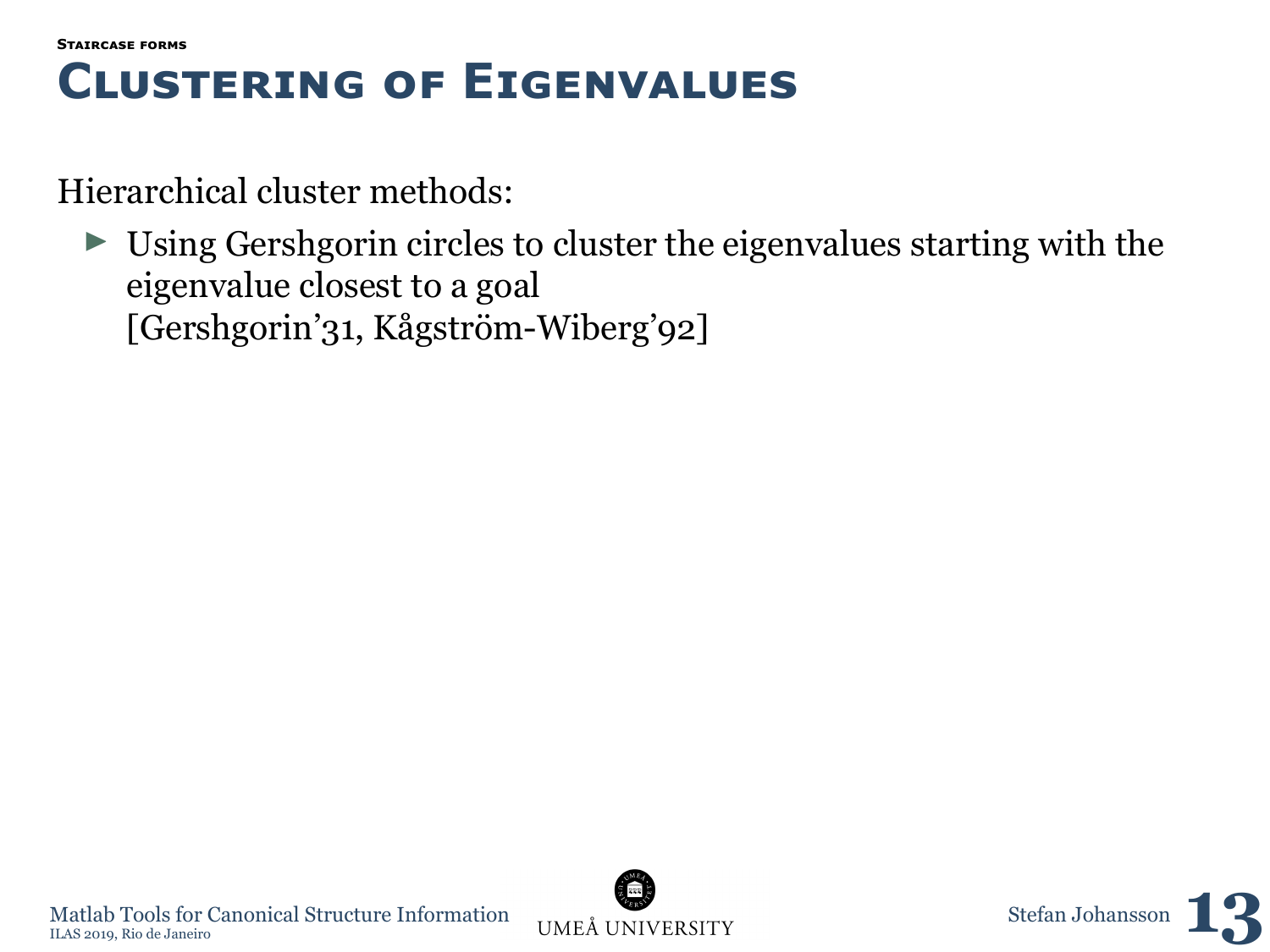# Clustering of Eigenvalues

Hierarchical cluster methods:

- Using Gershgorin circles to cluster the eigenvalues starting with the eigenvalue closest to a goal
  [Gershgorin'31, Kågström-Wiberg'92]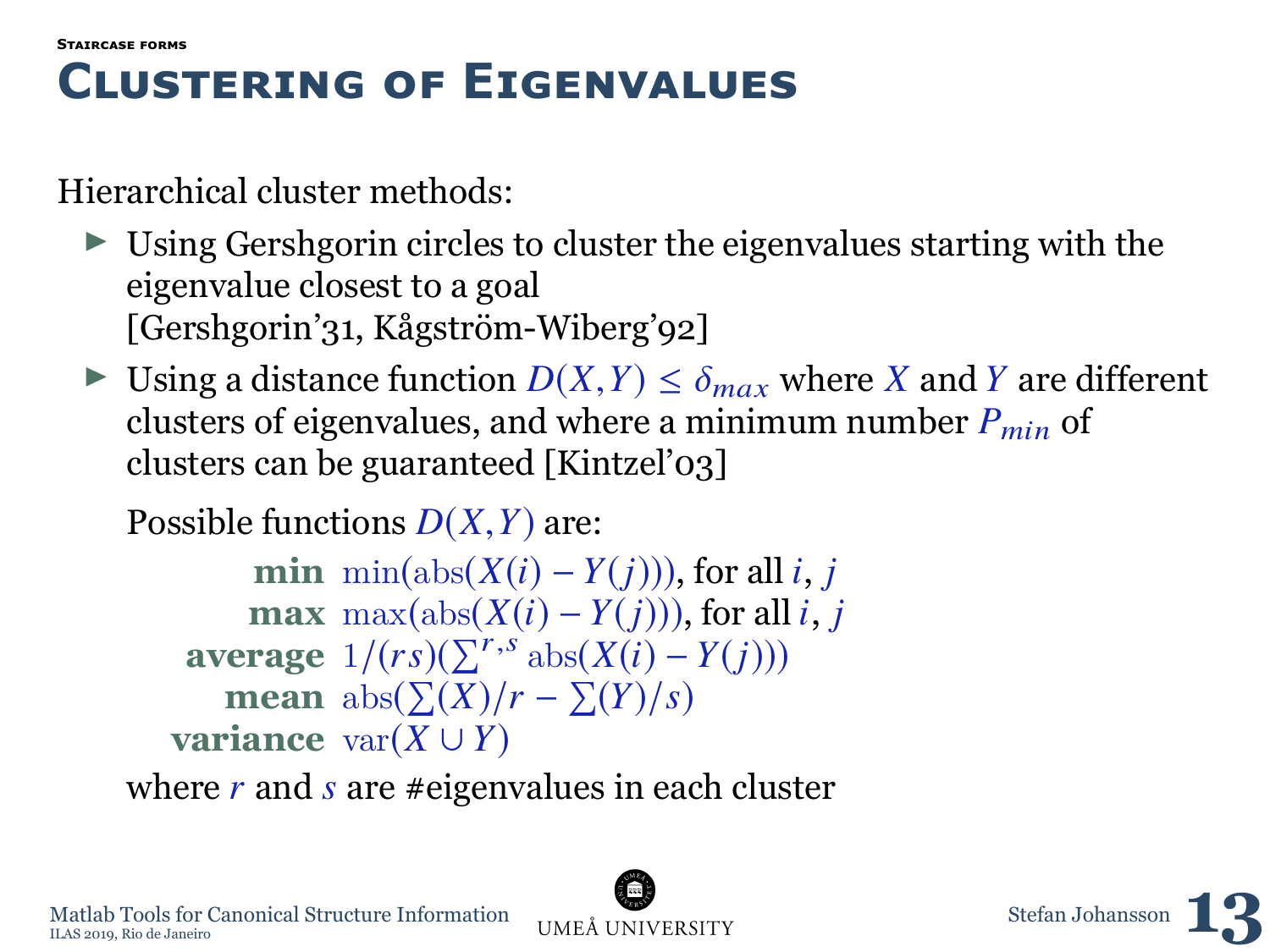###### Staircase forms

# Clustering of Eigenvalues

Hierarchical cluster methods:

- Using Gershgorin circles to cluster the eigenvalues starting with the eigenvalue closest to a goal [Gershgorin'31, Kågström-Wiberg'92]
- Using a distance function $D(X,Y) \leq \delta_{max}$ where $X$ and $Y$ are different clusters of eigenvalues, and where a minimum number $P_{min}$ of clusters can be guaranteed [Kintzel'03]

  Possible functions $D(X,Y)$ are:

  | | |
  |---|---|
  | **min** | $\min(\text{abs}(X(i) - Y(j)))$, for all $i$, $j$ |
  | **max** | $\max(\text{abs}(X(i) - Y(j)))$, for all $i$, $j$ |
  | **average** | $1/(rs)(\sum^{r,s} \text{abs}(X(i) - Y(j)))$ |
  | **mean** | $\text{abs}(\sum(X)/r - \sum(Y)/s)$ |
  | **variance** | $\text{var}(X \cup Y)$ |

  where $r$ and $s$ are #eigenvalues in each cluster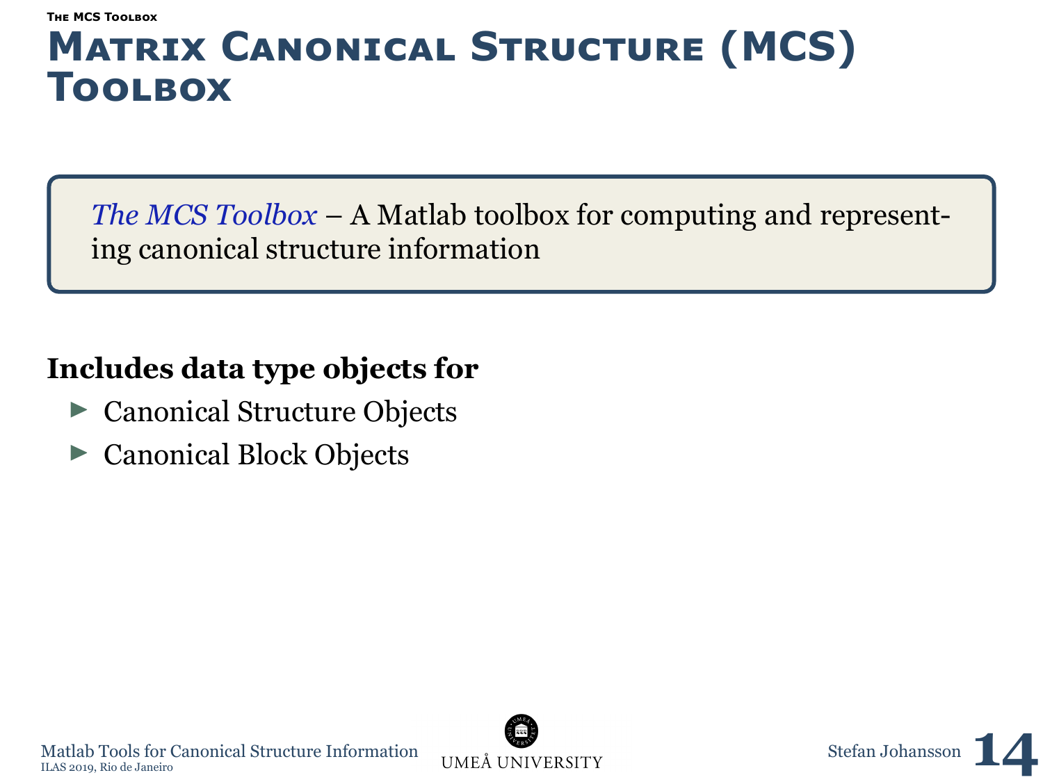# Matrix Canonical Structure (MCS) Toolbox

*The MCS Toolbox* – A Matlab toolbox for computing and representing canonical structure information

**Includes data type objects for**

- Canonical Structure Objects
- Canonical Block Objects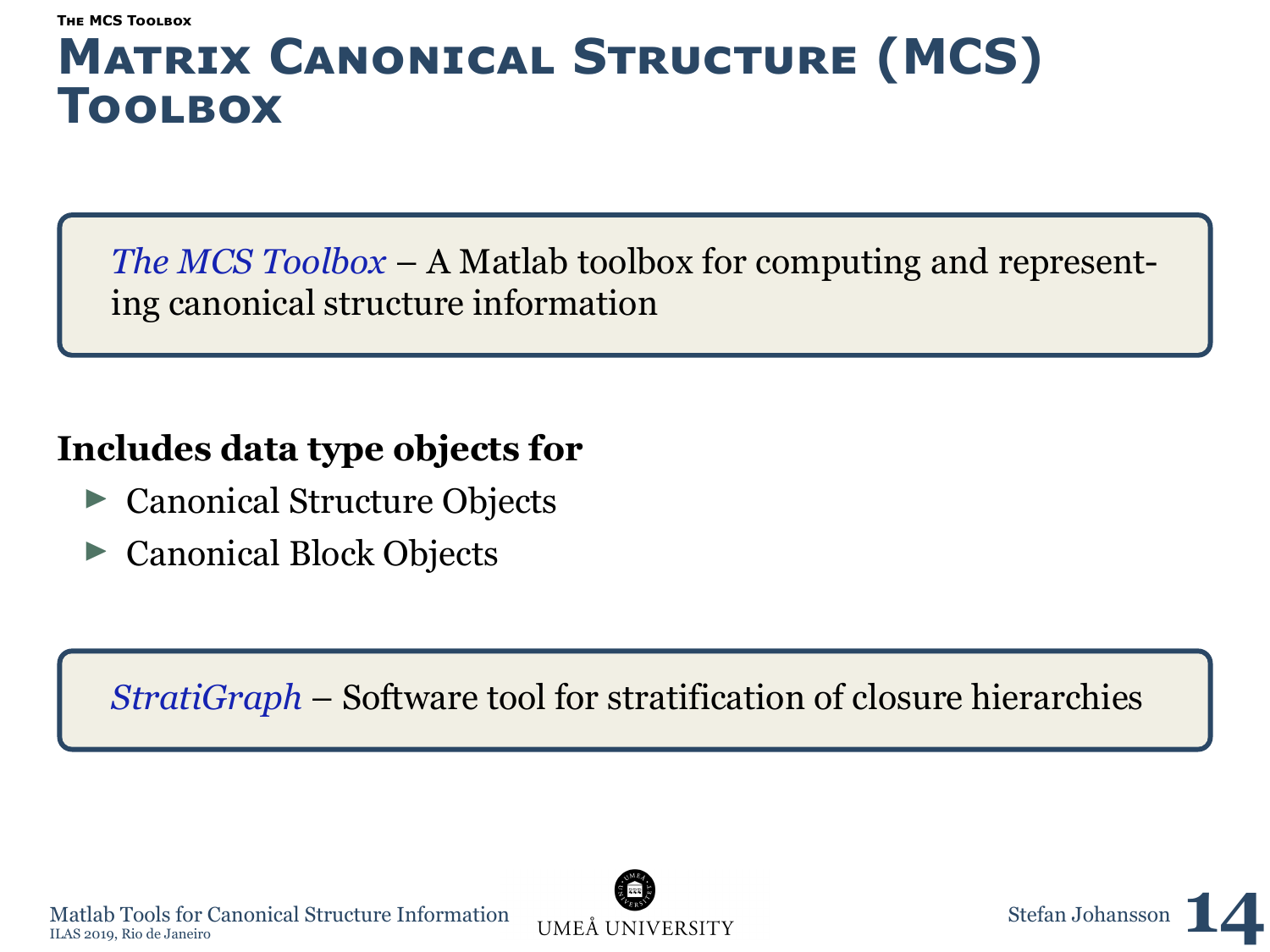# Matrix Canonical Structure (MCS) Toolbox

*The MCS Toolbox* – A Matlab toolbox for computing and representing canonical structure information

**Includes data type objects for**

- Canonical Structure Objects
- Canonical Block Objects

*StratiGraph* – Software tool for stratification of closure hierarchies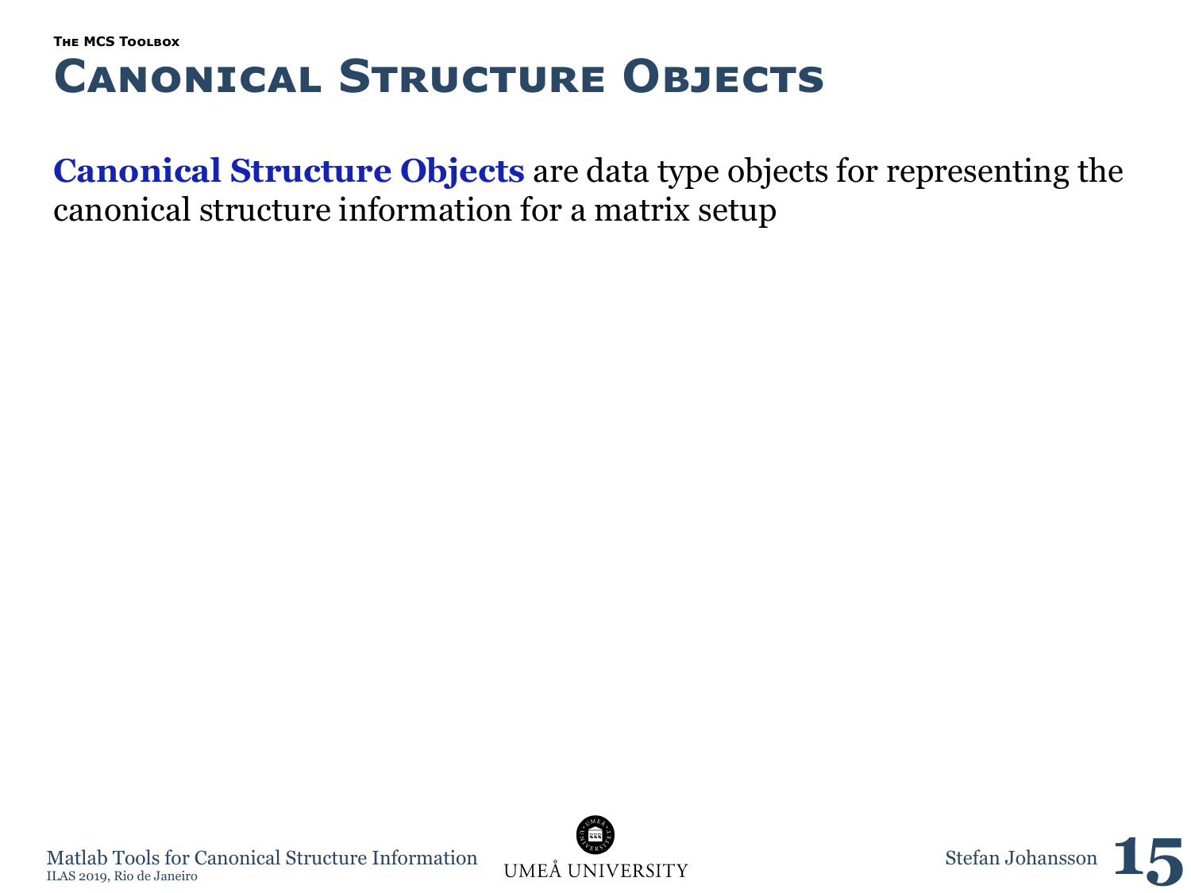# Canonical Structure Objects

**Canonical Structure Objects** are data type objects for representing the canonical structure information for a matrix setup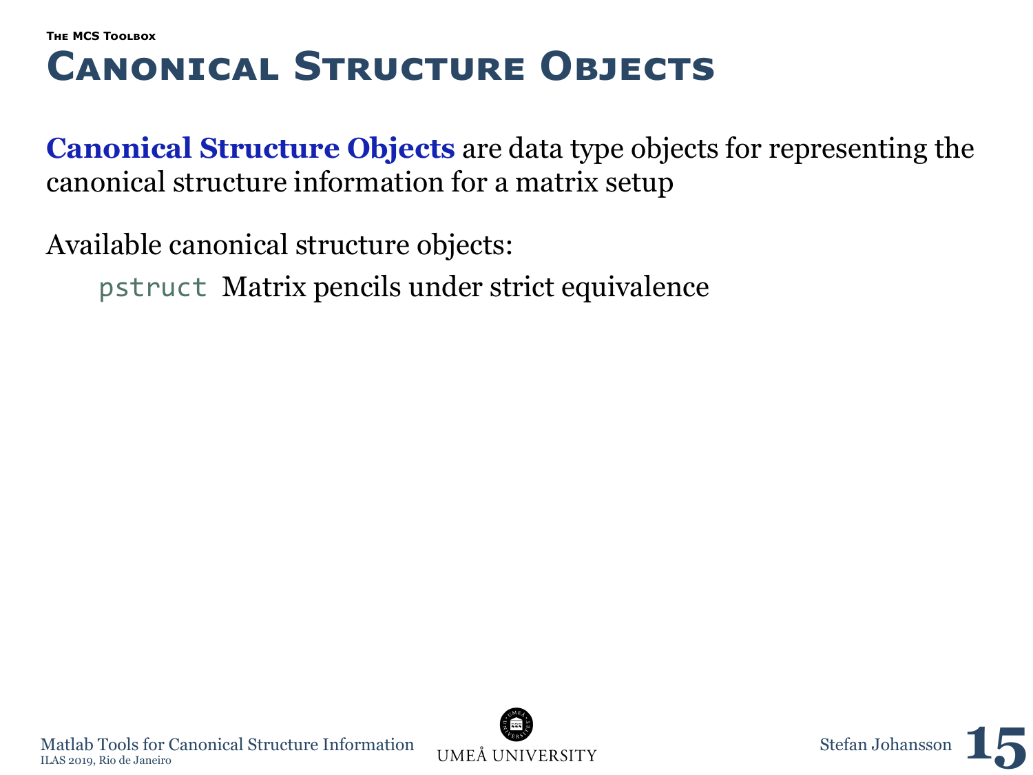###### The MCS Toolbox

# Canonical Structure Objects

**Canonical Structure Objects** are data type objects for representing the canonical structure information for a matrix setup

Available canonical structure objects:

- `pstruct` Matrix pencils under strict equivalence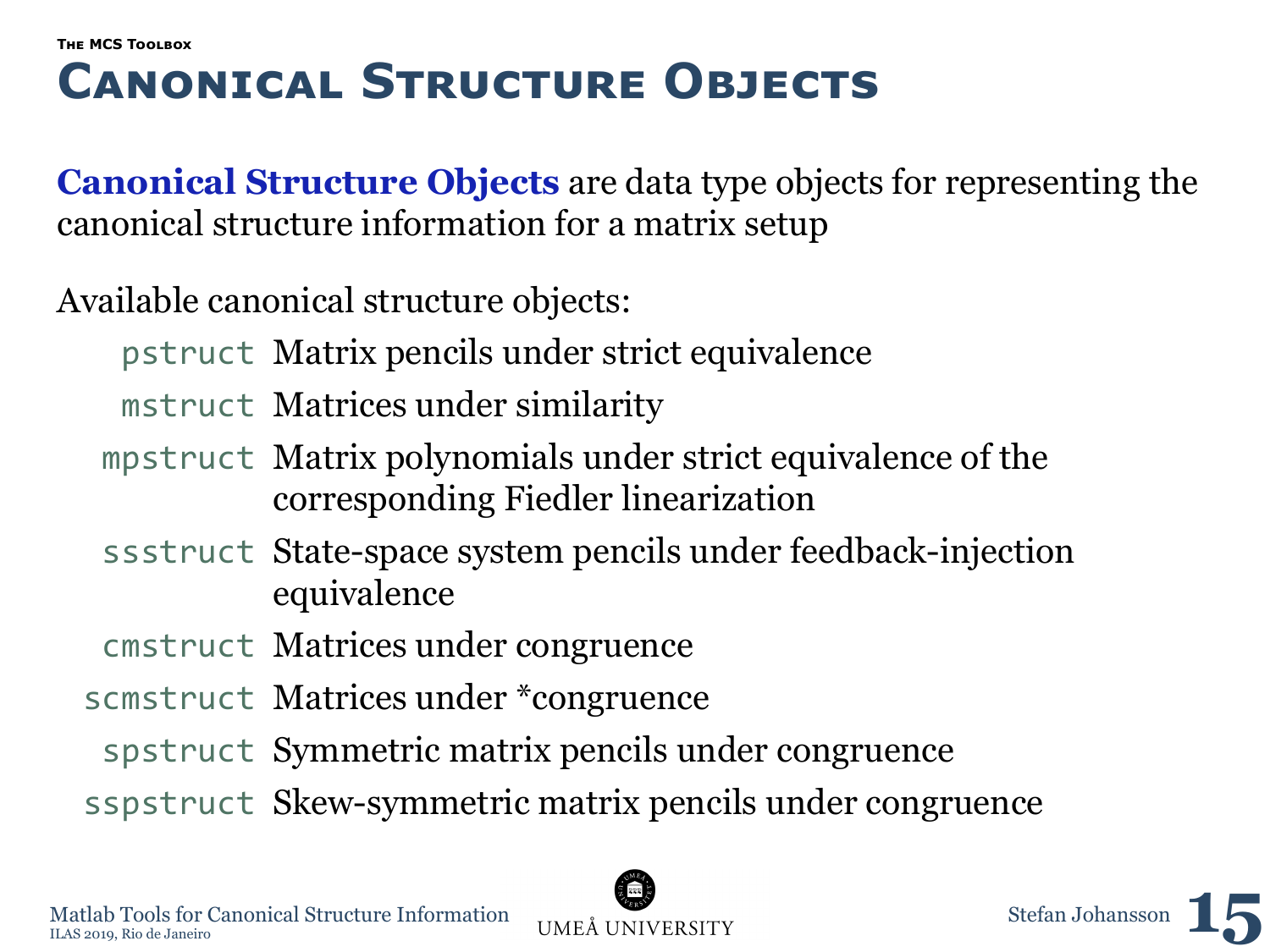##### The MCS Toolbox

# Canonical Structure Objects

**Canonical Structure Objects** are data type objects for representing the canonical structure information for a matrix setup

Available canonical structure objects:

- `pstruct` Matrix pencils under strict equivalence
- `mstruct` Matrices under similarity
- `mpstruct` Matrix polynomials under strict equivalence of the corresponding Fiedler linearization
- `ssstruct` State-space system pencils under feedback-injection equivalence
- `cmstruct` Matrices under congruence
- `scmstruct` Matrices under *congruence
- `spstruct` Symmetric matrix pencils under congruence
- `sspstruct` Skew-symmetric matrix pencils under congruence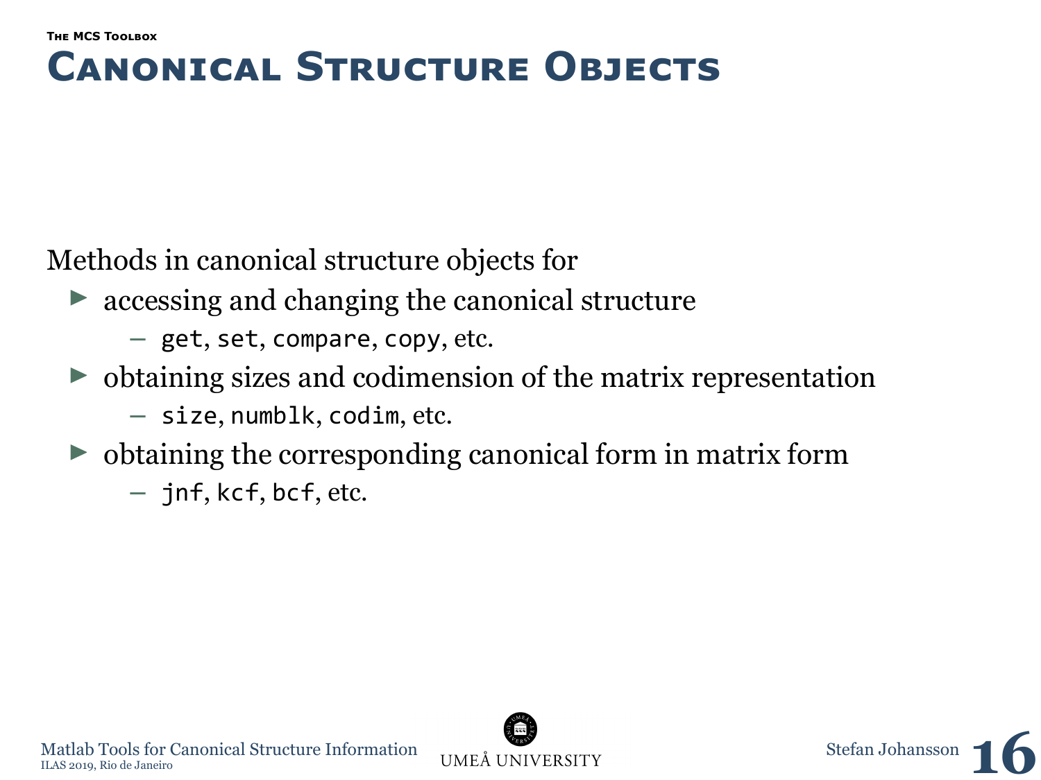#### The MCS Toolbox

# Canonical Structure Objects

Methods in canonical structure objects for

- accessing and changing the canonical structure
  - `get`, `set`, `compare`, `copy`, etc.
- obtaining sizes and codimension of the matrix representation
  - `size`, `numblk`, `codim`, etc.
- obtaining the corresponding canonical form in matrix form
  - `jnf`, `kcf`, `bcf`, etc.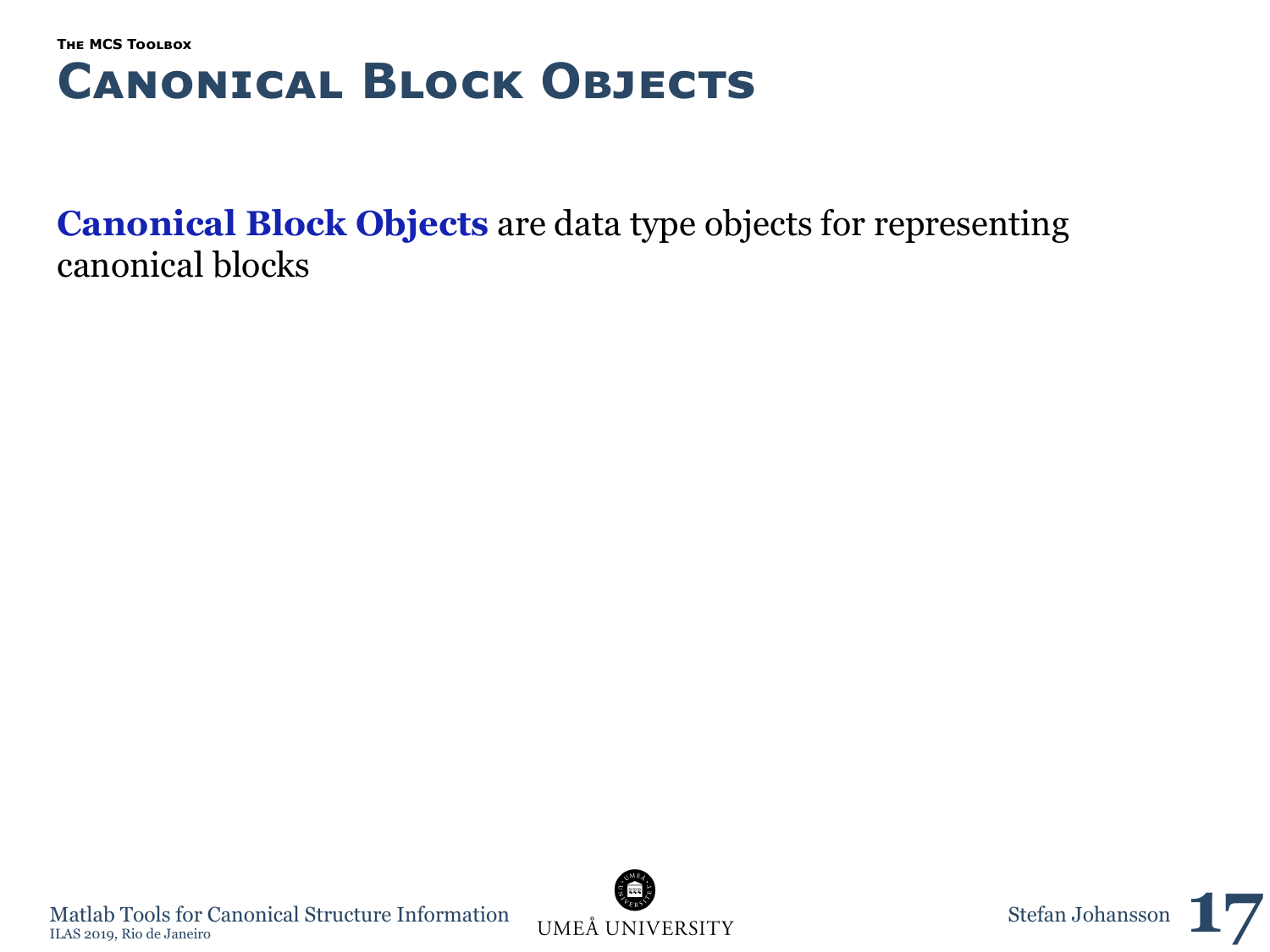# Canonical Block Objects

**Canonical Block Objects** are data type objects for representing canonical blocks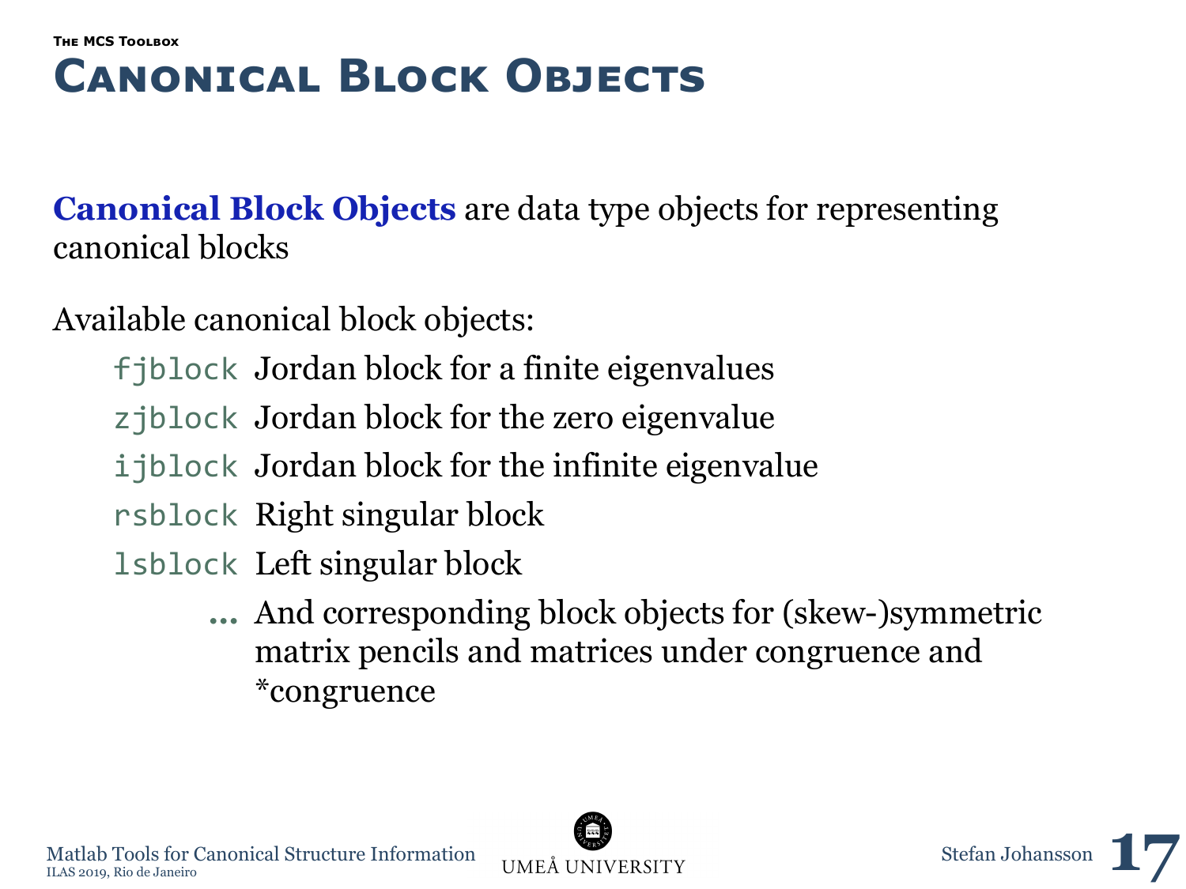###### The MCS Toolbox

# Canonical Block Objects

**Canonical Block Objects** are data type objects for representing canonical blocks

Available canonical block objects:

- `fjblock` Jordan block for a finite eigenvalues
- `zjblock` Jordan block for the zero eigenvalue
- `ijblock` Jordan block for the infinite eigenvalue
- `rsblock` Right singular block
- `lsblock` Left singular block
- **...** And corresponding block objects for (skew-)symmetric matrix pencils and matrices under congruence and *congruence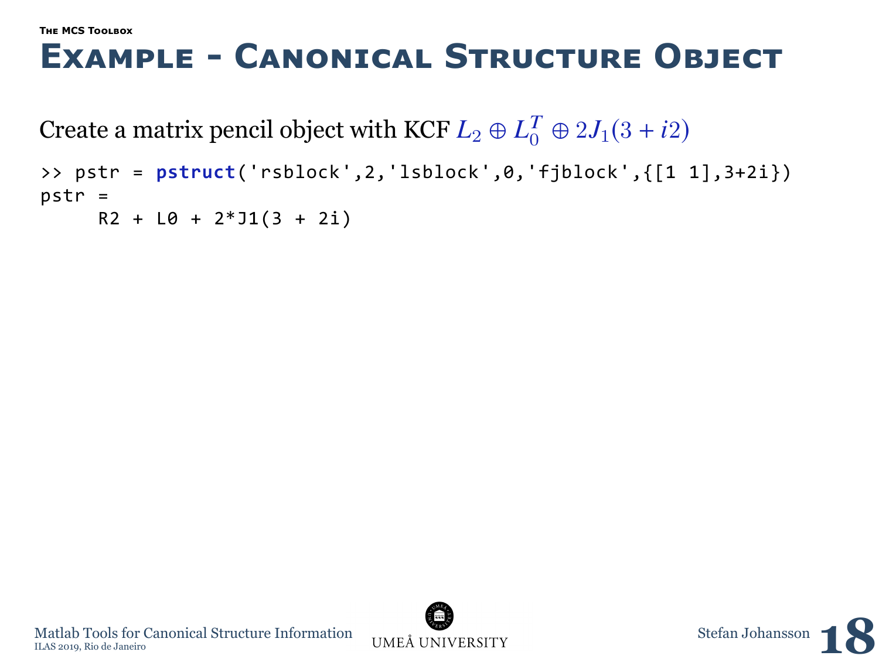# Example - Canonical Structure Object

Create a matrix pencil object with KCF $L_2 \oplus L_0^T \oplus 2J_1(3+i2)$

```
>> pstr = pstruct('rsblock',2,'lsblock',0,'fjblock',{[1 1],3+2i})
pstr =
     R2 + L0 + 2*J1(3 + 2i)
```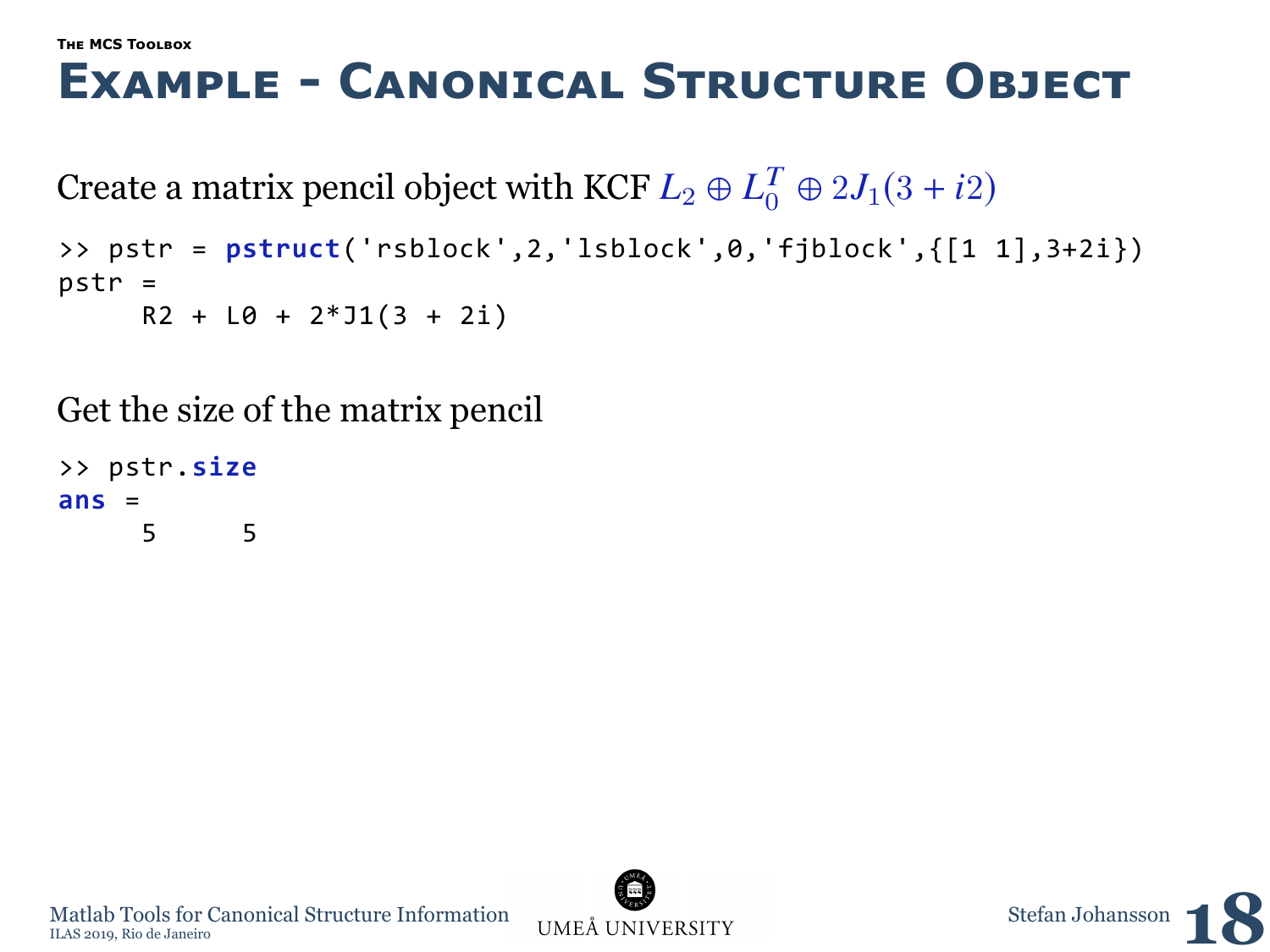# Example - Canonical Structure Object

Create a matrix pencil object with KCF $L_2 \oplus L_0^T \oplus 2J_1(3 + i2)$

```
>> pstr = pstruct('rsblock',2,'lsblock',0,'fjblock',{[1 1],3+2i})
pstr =
     R2 + L0 + 2*J1(3 + 2i)
```

Get the size of the matrix pencil

```
>> pstr.size
ans =
     5     5
```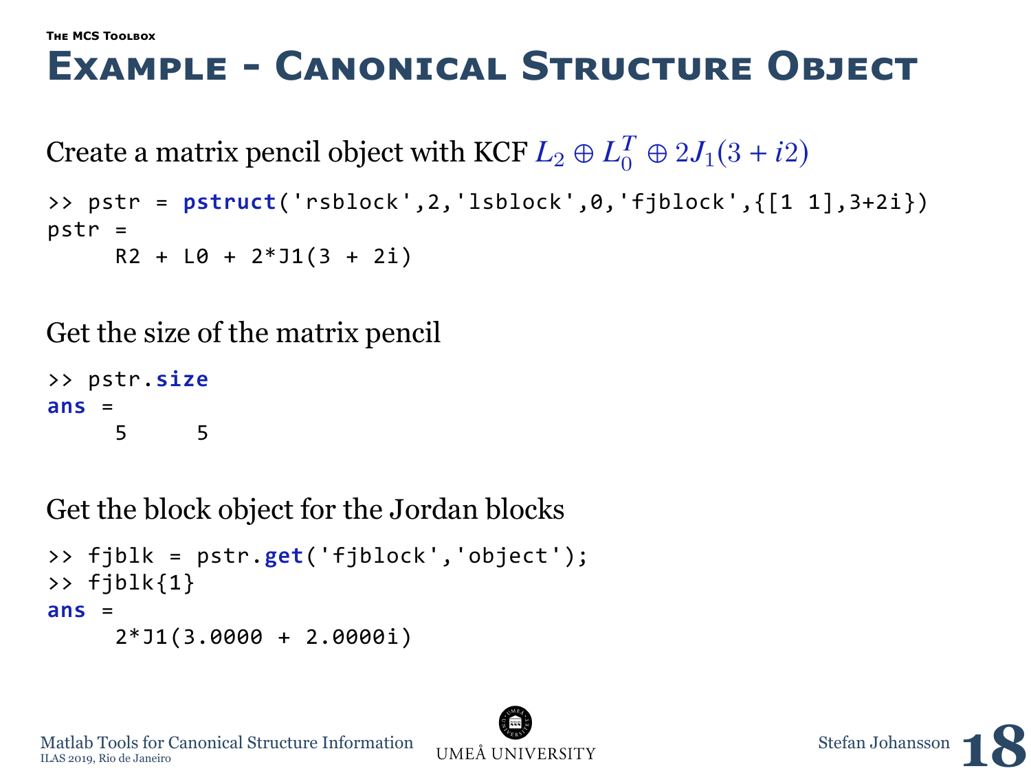#### The MCS Toolbox

# Example - Canonical Structure Object

Create a matrix pencil object with KCF $L_2 \oplus L_0^T \oplus 2J_1(3 + i2)$

```
>> pstr = pstruct('rsblock',2,'lsblock',0,'fjblock',{[1 1],3+2i})
pstr =
     R2 + L0 + 2*J1(3 + 2i)
```

Get the size of the matrix pencil

```
>> pstr.size
ans =
     5     5
```

Get the block object for the Jordan blocks

```
>> fjblk = pstr.get('fjblock','object');
>> fjblk{1}
ans =
     2*J1(3.0000 + 2.0000i)
```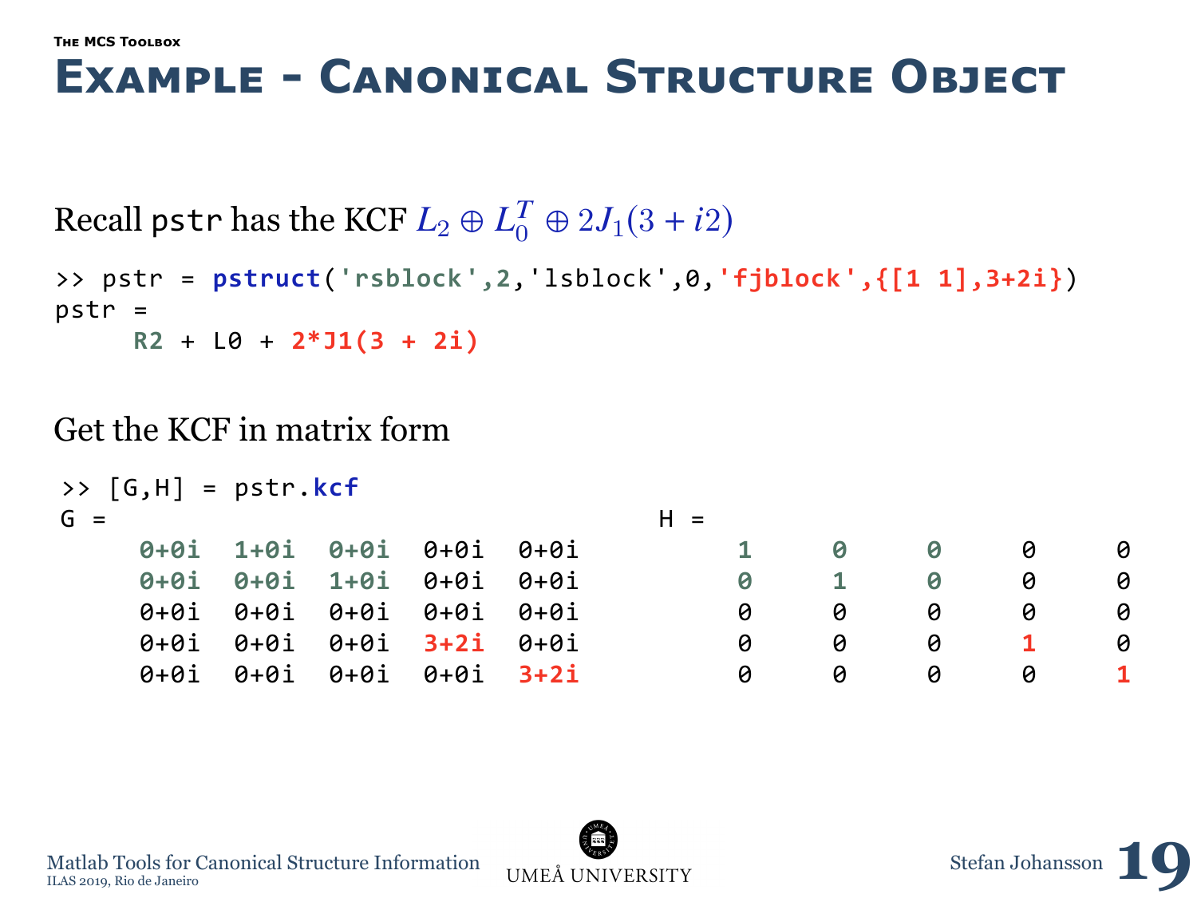The MCS Toolbox

# Example - Canonical Structure Object

Recall `pstr` has the KCF $L_2 \oplus L_0^T \oplus 2J_1(3+i2)$

```
>> pstr = pstruct('rsblock',2,'lsblock',0,'fjblock',{[1 1],3+2i})
pstr =
     R2 + L0 + 2*J1(3 + 2i)
```

Get the KCF in matrix form

```
>> [G,H] = pstr.kcf
G =                                               H =
     0+0i  1+0i  0+0i  0+0i  0+0i                      1     0     0     0     0
     0+0i  0+0i  1+0i  0+0i  0+0i                      0     1     0     0     0
     0+0i  0+0i  0+0i  0+0i  0+0i                      0     0     0     0     0
     0+0i  0+0i  0+0i  3+2i  0+0i                      0     0     0     1     0
     0+0i  0+0i  0+0i  0+0i  3+2i                      0     0     0     0     1
```

Matlab Tools for Canonical Structure Information
ILAS 2019, Rio de Janeiro

UMEÅ UNIVERSITY

Stefan Johansson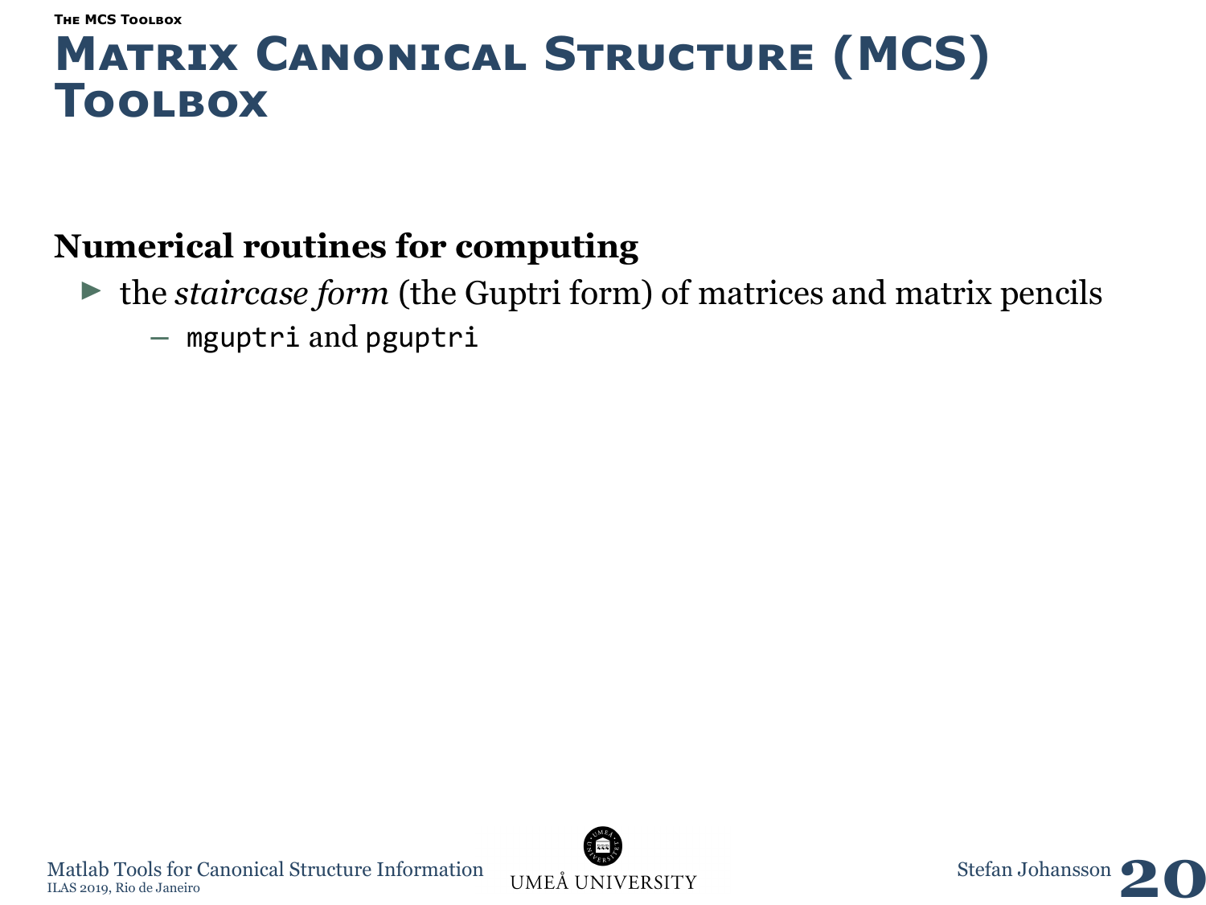# Matrix Canonical Structure (MCS) Toolbox

**Numerical routines for computing**

- the *staircase form* (the Guptri form) of matrices and matrix pencils
  - `mguptri` and `pguptri`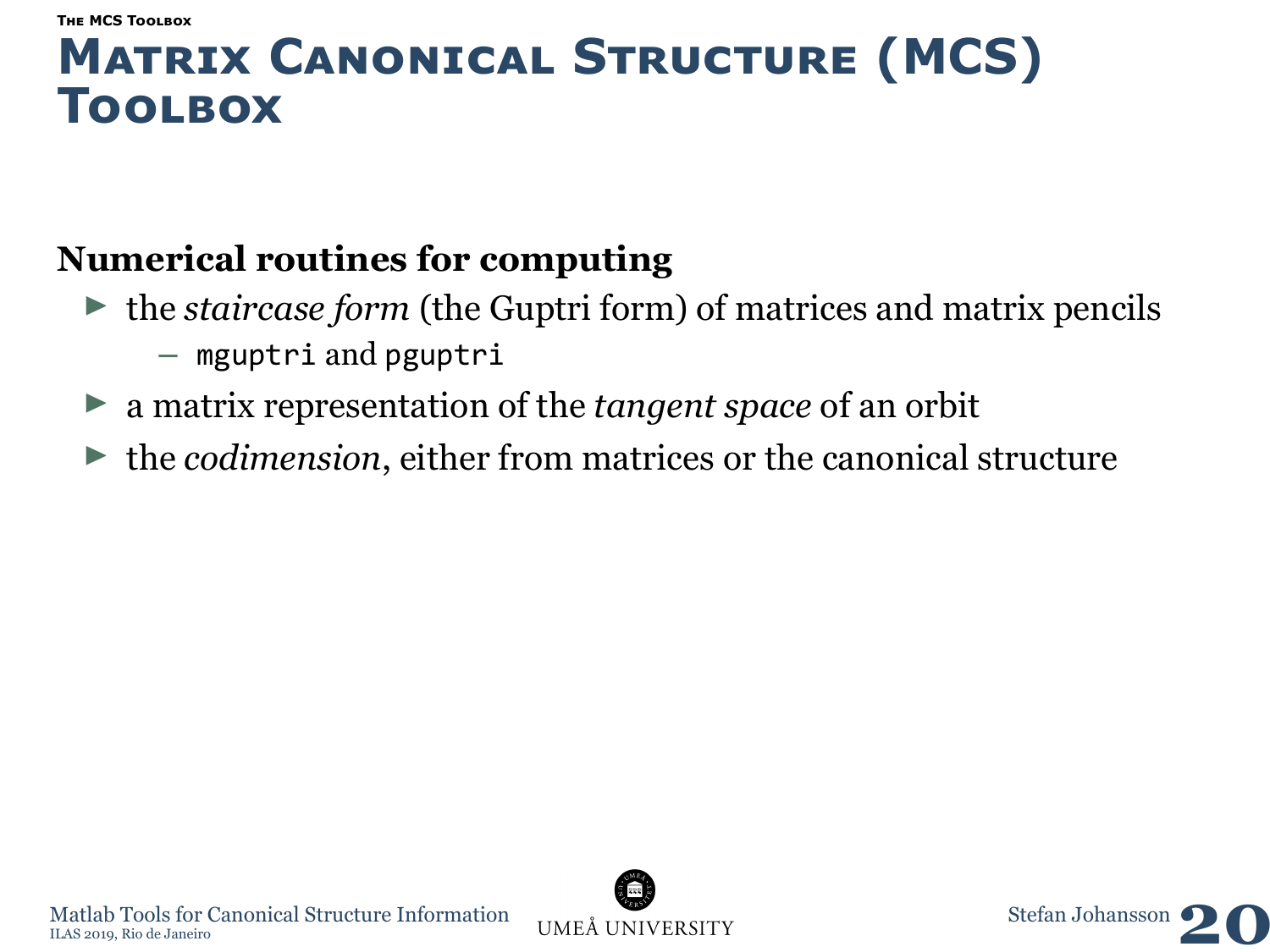# Matrix Canonical Structure (MCS) Toolbox

**Numerical routines for computing**

- the *staircase form* (the Guptri form) of matrices and matrix pencils
  - `mguptri` and `pguptri`
- a matrix representation of the *tangent space* of an orbit
- the *codimension*, either from matrices or the canonical structure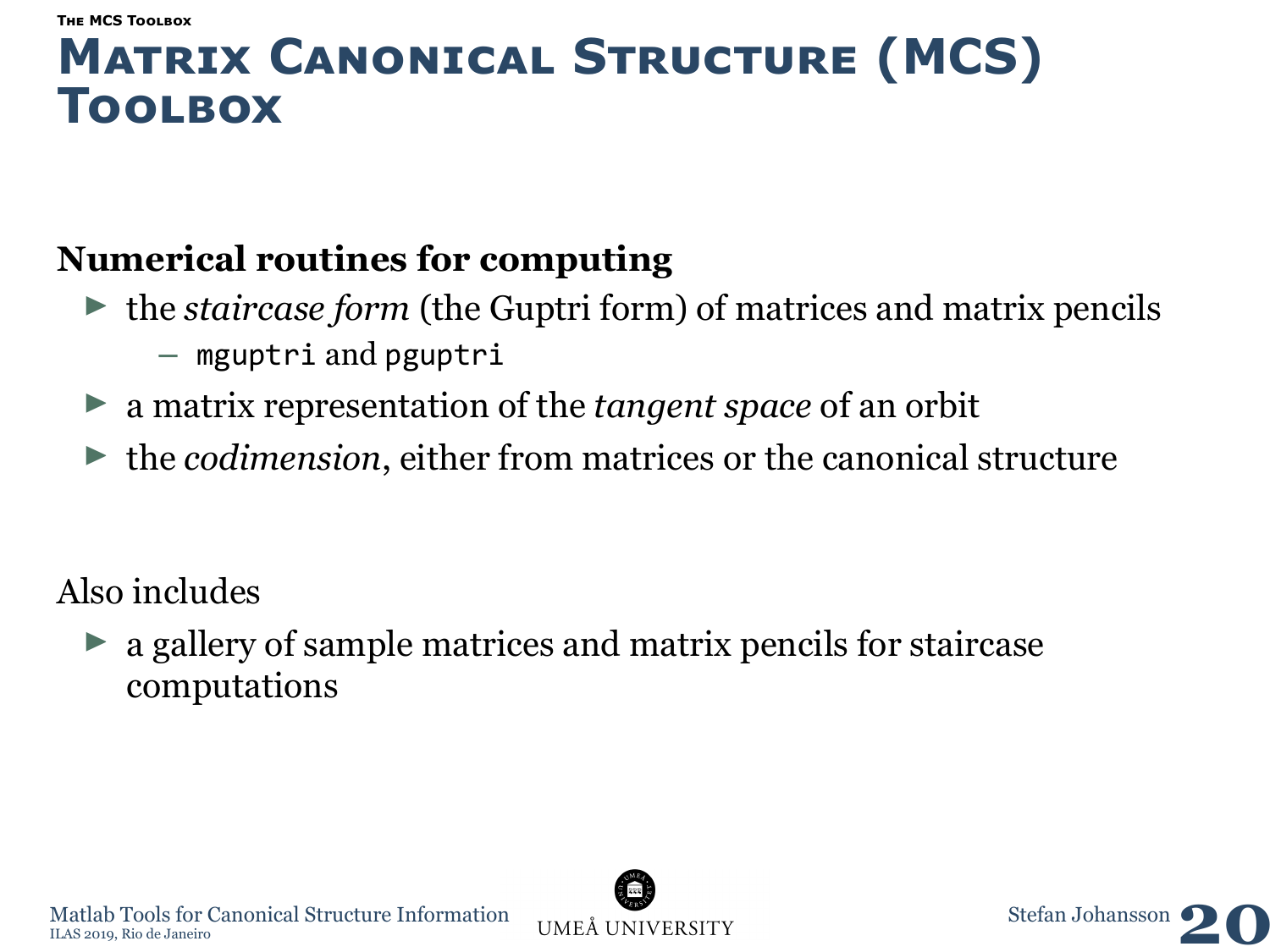# Matrix Canonical Structure (MCS) Toolbox

**Numerical routines for computing**

- the *staircase form* (the Guptri form) of matrices and matrix pencils
  - `mguptri` and `pguptri`
- a matrix representation of the *tangent space* of an orbit
- the *codimension*, either from matrices or the canonical structure

Also includes

- a gallery of sample matrices and matrix pencils for staircase computations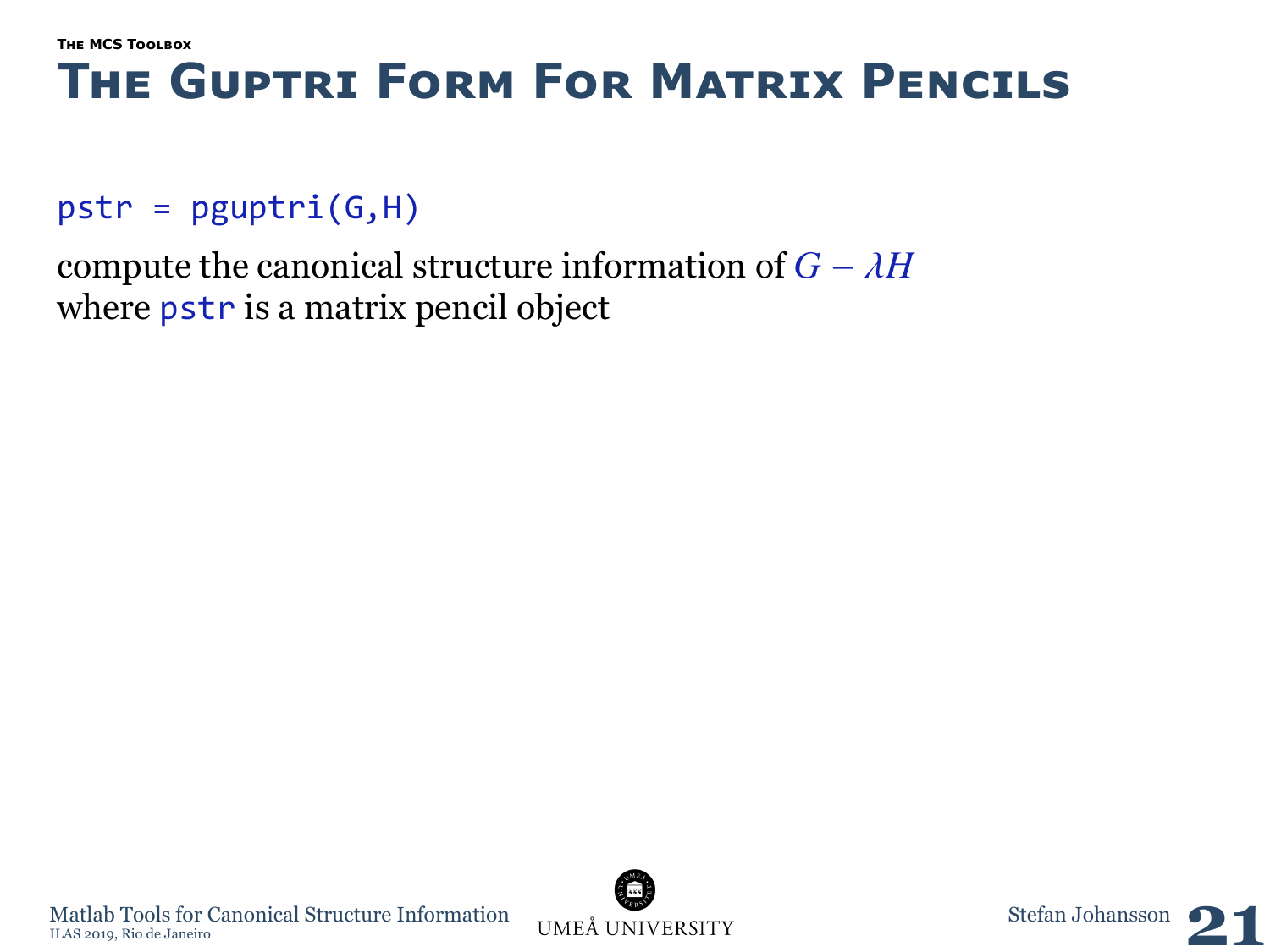# The Guptri Form For Matrix Pencils

```
pstr = pguptri(G,H)
```

compute the canonical structure information of $G - \lambda H$ where `pstr` is a matrix pencil object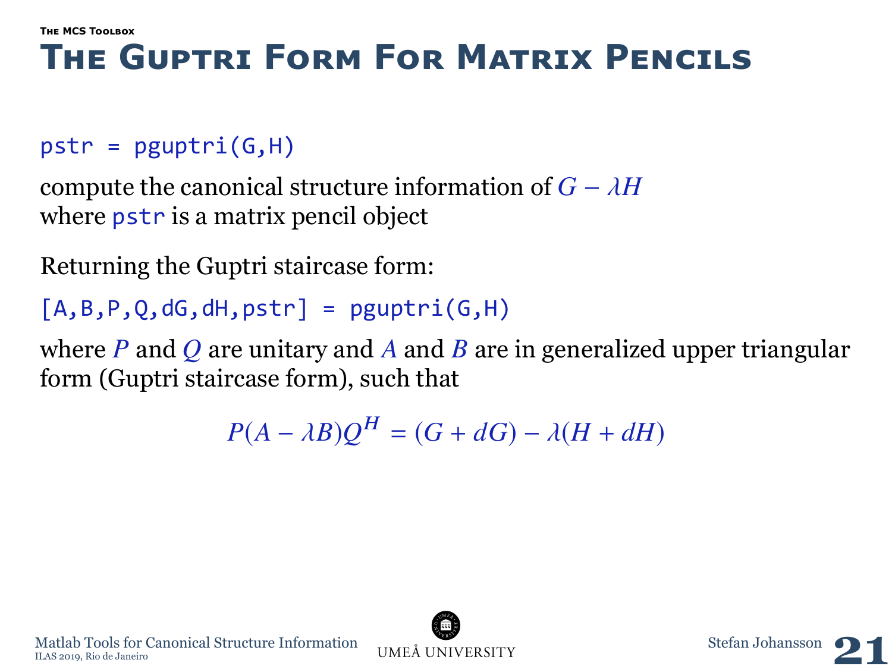# The Guptri Form For Matrix Pencils

```
pstr = pguptri(G,H)
```

compute the canonical structure information of $G - \lambda H$
where `pstr` is a matrix pencil object

Returning the Guptri staircase form:

```
[A,B,P,Q,dG,dH,pstr] = pguptri(G,H)
```

where $P$ and $Q$ are unitary and $A$ and $B$ are in generalized upper triangular form (Guptri staircase form), such that

$$P(A - \lambda B)Q^H = (G + dG) - \lambda(H + dH)$$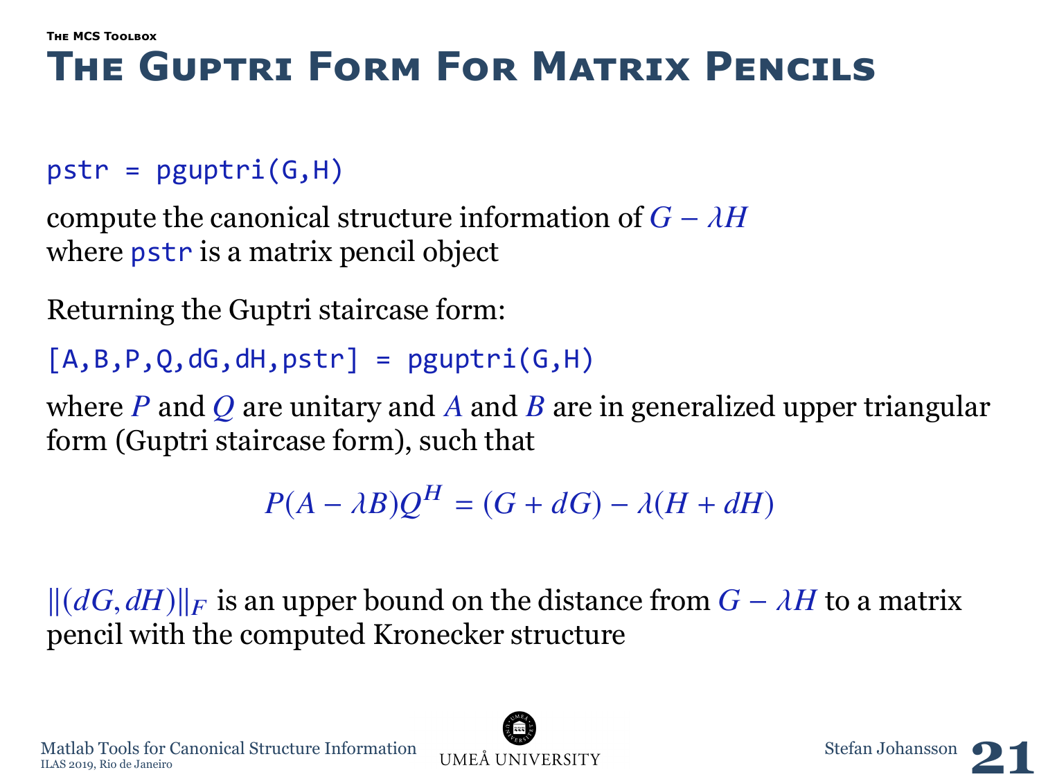# The Guptri Form For Matrix Pencils

```
pstr = pguptri(G,H)
```

compute the canonical structure information of $G - \lambda H$
where `pstr` is a matrix pencil object

Returning the Guptri staircase form:

```
[A,B,P,Q,dG,dH,pstr] = pguptri(G,H)
```

where $P$ and $Q$ are unitary and $A$ and $B$ are in generalized upper triangular form (Guptri staircase form), such that

$$P(A - \lambda B)Q^H = (G + dG) - \lambda(H + dH)$$

$\|(dG, dH)\|_F$ is an upper bound on the distance from $G - \lambda H$ to a matrix pencil with the computed Kronecker structure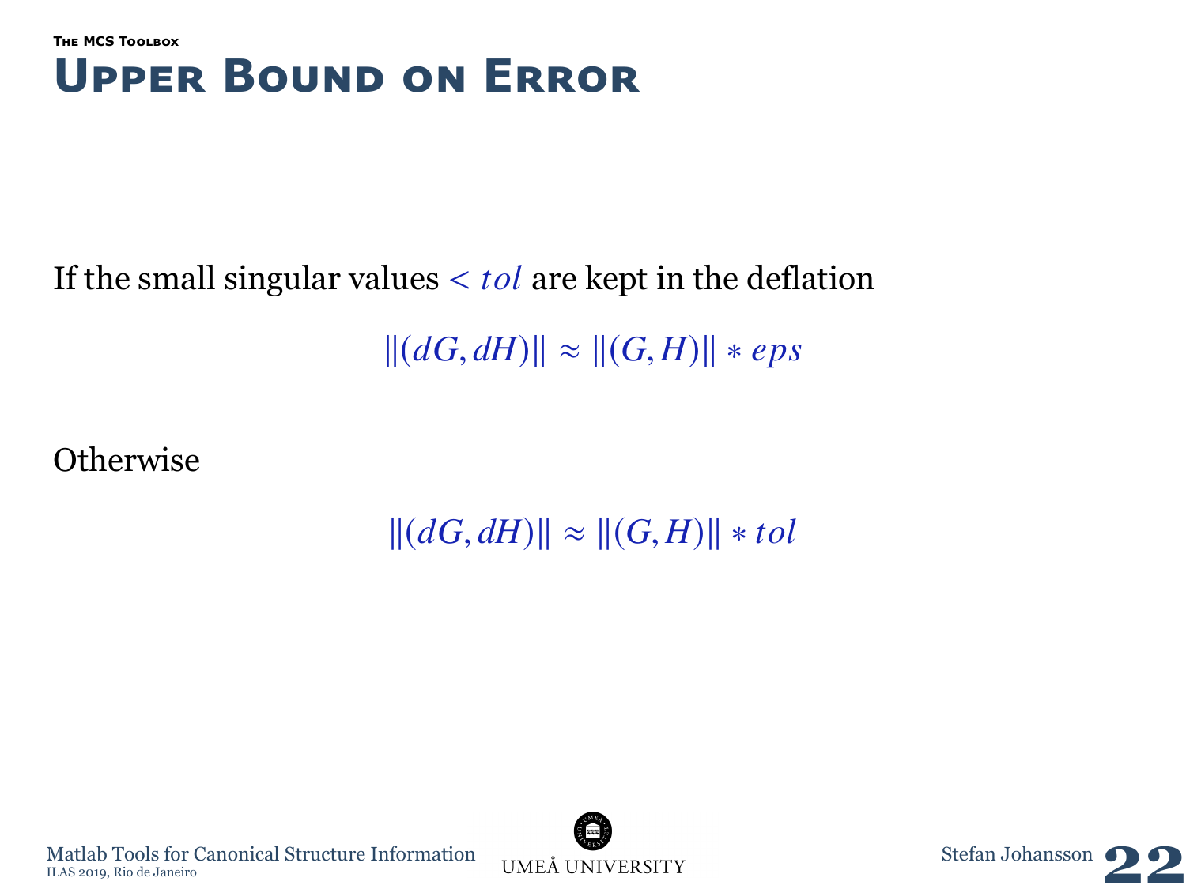# Upper Bound on Error

If the small singular values $< tol$ are kept in the deflation

$$\|(dG, dH)\| \approx \|(G, H)\| * eps$$

Otherwise

$$\|(dG, dH)\| \approx \|(G, H)\| * tol$$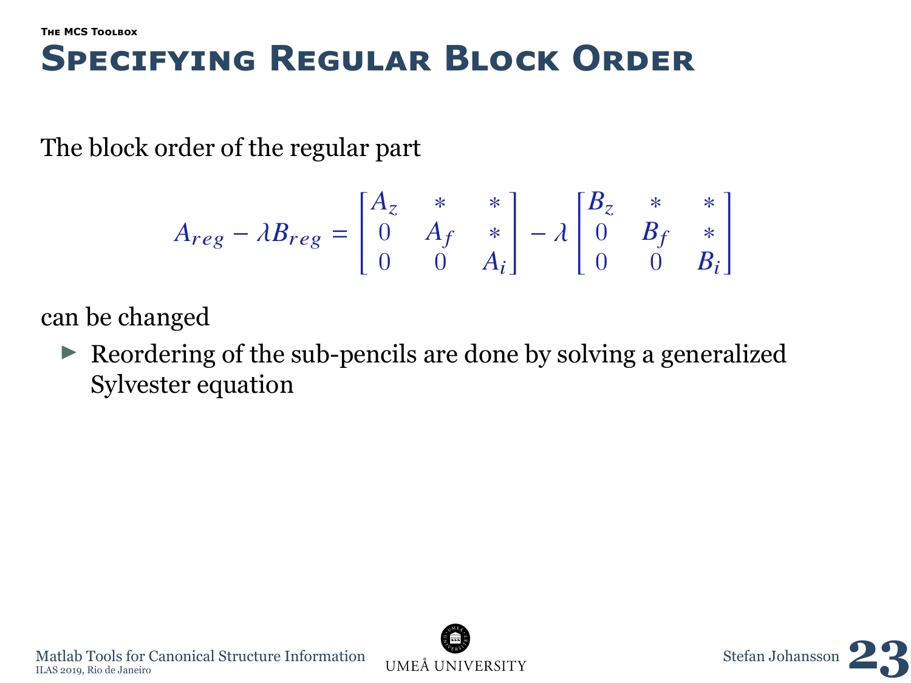# Specifying Regular Block Order

The block order of the regular part

$$A_{reg} - \lambda B_{reg} = \begin{bmatrix} A_z & * & * \\ 0 & A_f & * \\ 0 & 0 & A_i \end{bmatrix} - \lambda \begin{bmatrix} B_z & * & * \\ 0 & B_f & * \\ 0 & 0 & B_i \end{bmatrix}$$

can be changed

- Reordering of the sub-pencils are done by solving a generalized Sylvester equation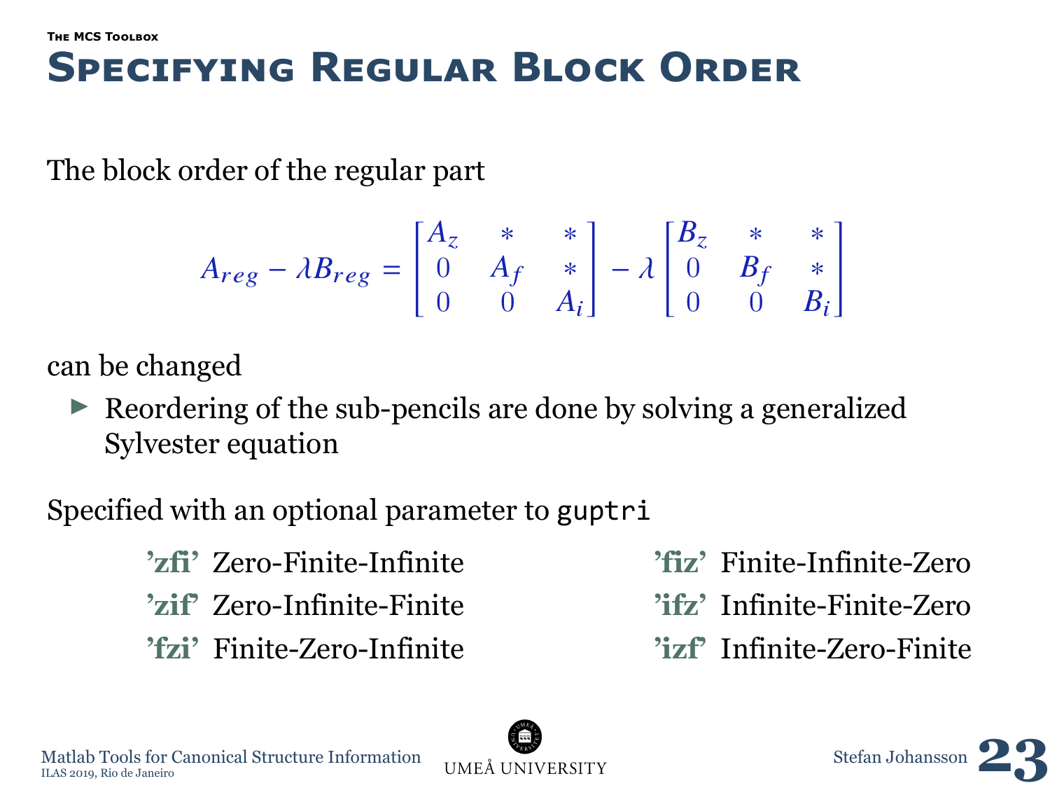### The MCS Toolbox

# Specifying Regular Block Order

The block order of the regular part

$$A_{reg} - \lambda B_{reg} = \begin{bmatrix} A_z & * & * \\ 0 & A_f & * \\ 0 & 0 & A_i \end{bmatrix} - \lambda \begin{bmatrix} B_z & * & * \\ 0 & B_f & * \\ 0 & 0 & B_i \end{bmatrix}$$

can be changed

- Reordering of the sub-pencils are done by solving a generalized Sylvester equation

Specified with an optional parameter to `guptri`

- **'zfi'** Zero-Finite-Infinite
- **'zif'** Zero-Infinite-Finite
- **'fzi'** Finite-Zero-Infinite
- **'fiz'** Finite-Infinite-Zero
- **'ifz'** Infinite-Finite-Zero
- **'izf'** Infinite-Zero-Finite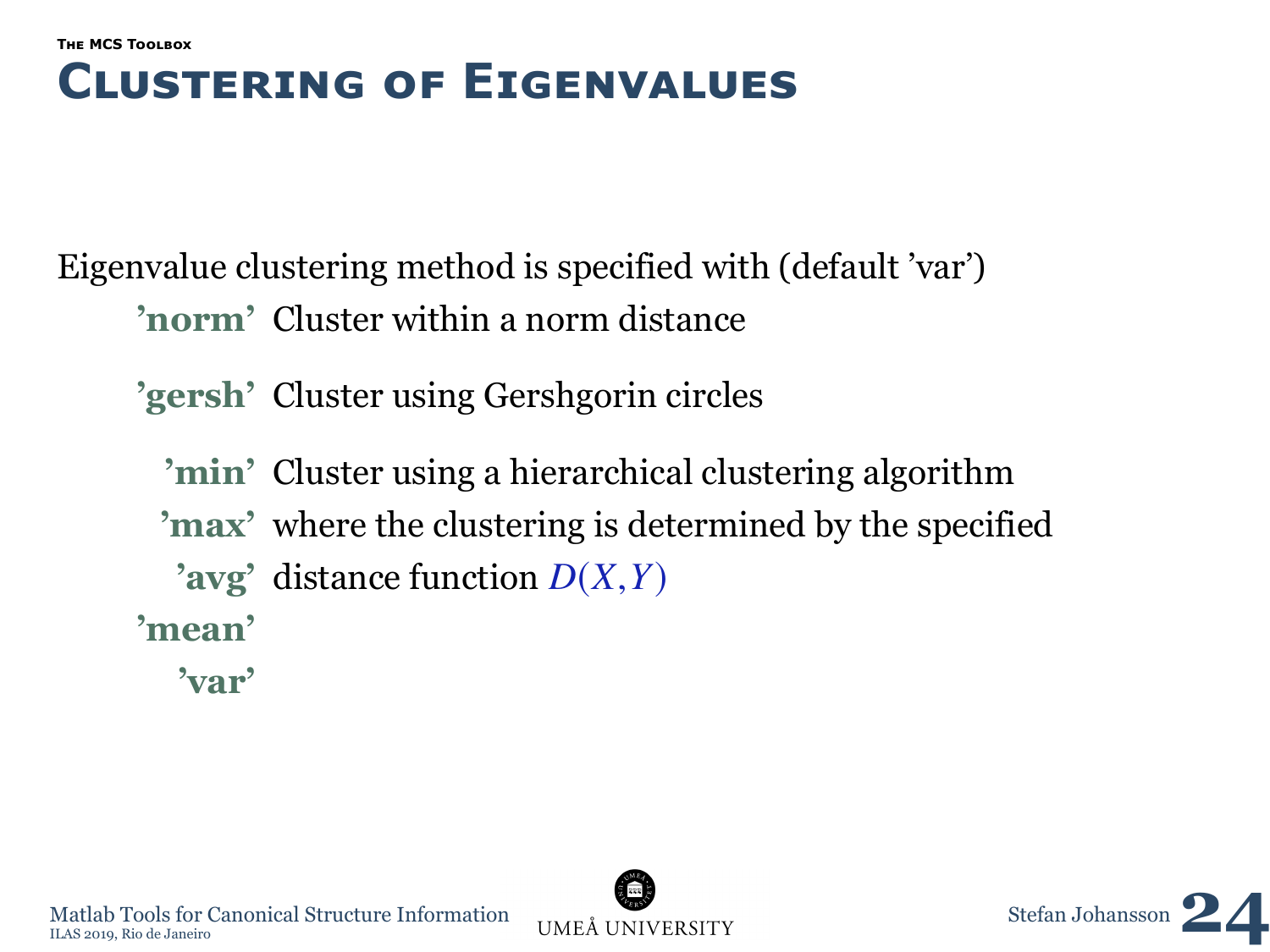THE MCS TOOLBOX

# Clustering of Eigenvalues

Eigenvalue clustering method is specified with (default 'var')

**'norm'** Cluster within a norm distance

**'gersh'** Cluster using Gershgorin circles

**'min'**
**'max'**
**'avg'**
**'mean'**
**'var'**

Cluster using a hierarchical clustering algorithm where the clustering is determined by the specified distance function $D(X,Y)$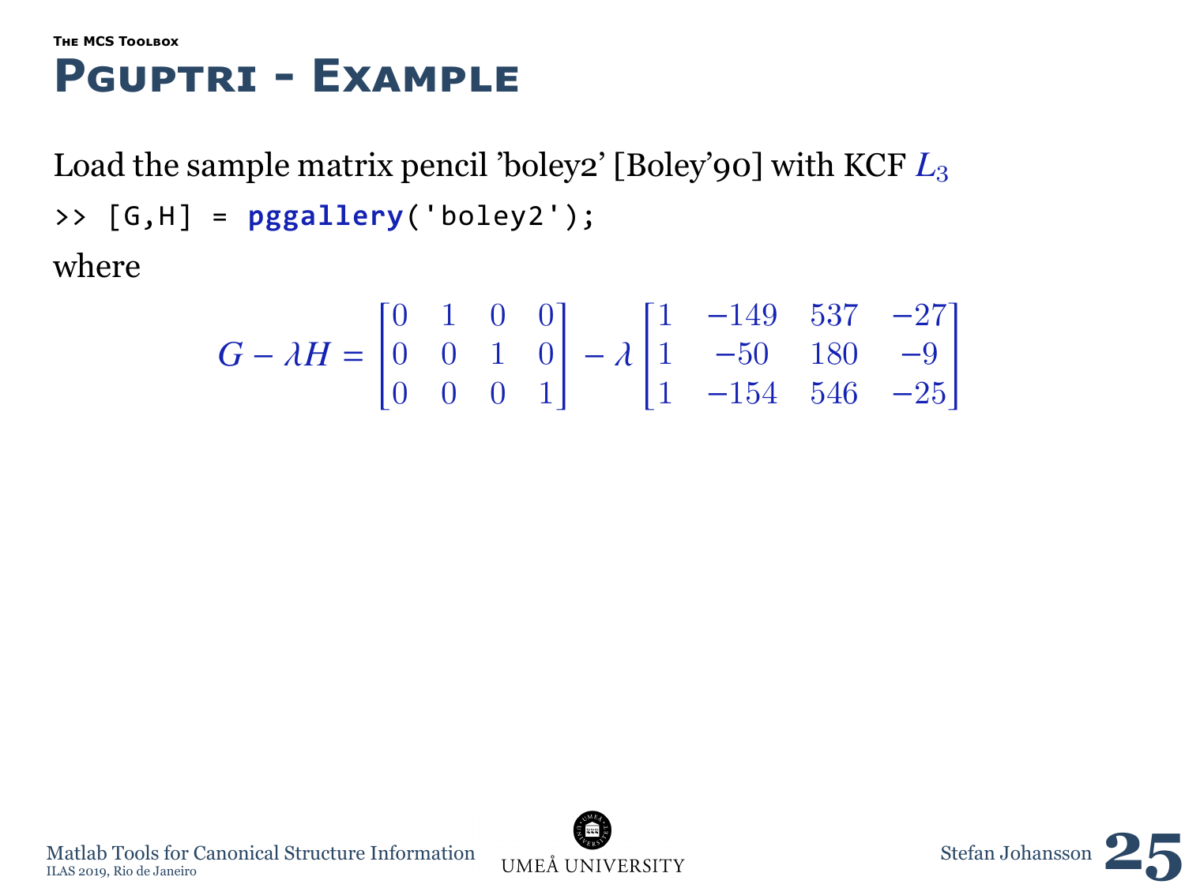## The MCS Toolbox

# Pguptri - Example

Load the sample matrix pencil 'boley2' [Boley'90] with KCF $L_3$

```
>> [G,H] = pggallery('boley2');
```

where

$$G - \lambda H = \begin{bmatrix} 0 & 1 & 0 & 0 \\ 0 & 0 & 1 & 0 \\ 0 & 0 & 0 & 1 \end{bmatrix} - \lambda \begin{bmatrix} 1 & -149 & 537 & -27 \\ 1 & -50 & 180 & -9 \\ 1 & -154 & 546 & -25 \end{bmatrix}$$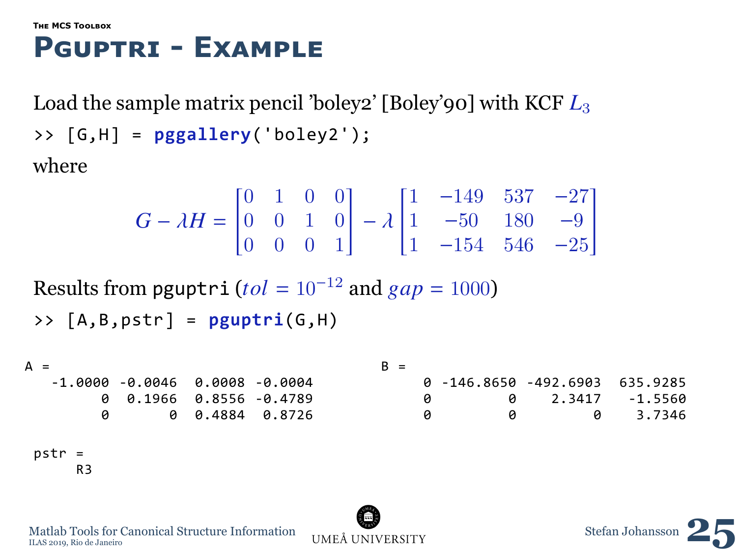# Pguptri - Example

Load the sample matrix pencil 'boley2' [Boley'90] with KCF $L_3$

```
>> [G,H] = pggallery('boley2');
```

where

$$G - \lambda H = \begin{bmatrix} 0 & 1 & 0 & 0 \\ 0 & 0 & 1 & 0 \\ 0 & 0 & 0 & 1 \end{bmatrix} - \lambda \begin{bmatrix} 1 & -149 & 537 & -27 \\ 1 & -50 & 180 & -9 \\ 1 & -154 & 546 & -25 \end{bmatrix}$$

Results from pguptri ($tol = 10^{-12}$ and $gap = 1000$)

```
>> [A,B,pstr] = pguptri(G,H)
```

```
A =
   -1.0000  -0.0046   0.0008  -0.0004
         0   0.1966   0.8556  -0.4789
         0        0   0.4884   0.8726
```

```
B =
         0  -146.8650  -492.6903   635.9285
         0          0     2.3417    -1.5560
         0          0          0     3.7346
```

```
pstr =
     R3
```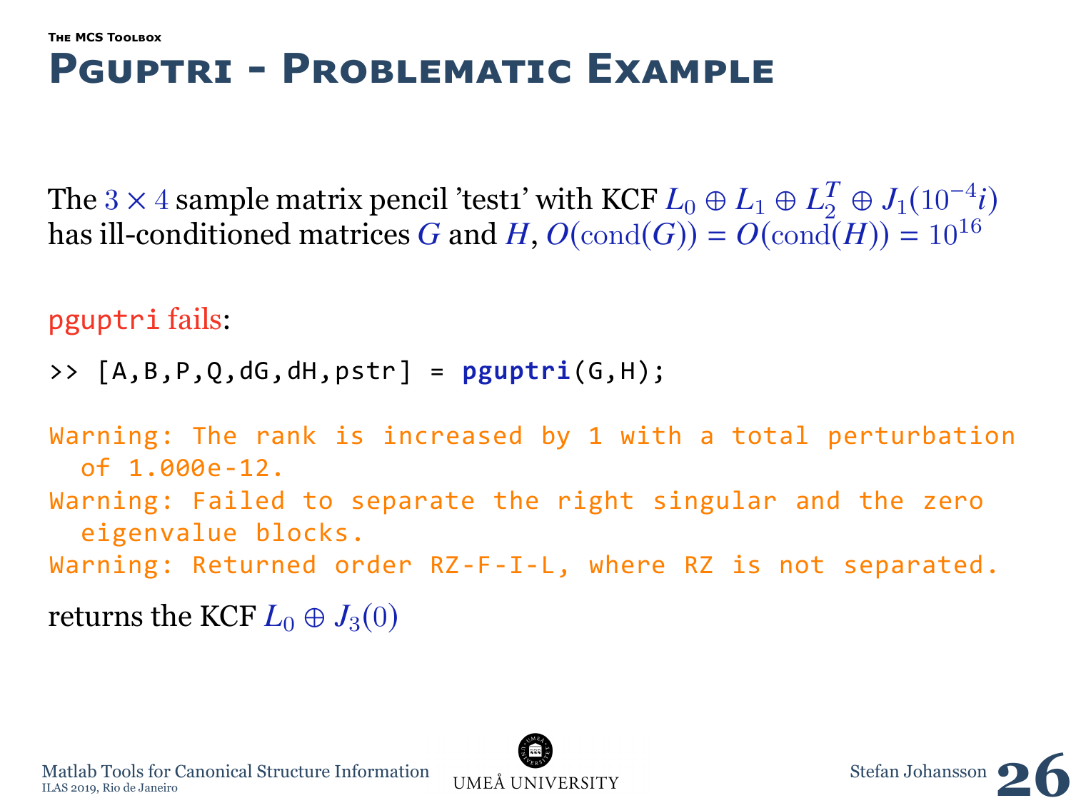# Pguptri - Problematic Example

The $3 \times 4$ sample matrix pencil 'test1' with KCF $L_0 \oplus L_1 \oplus L_2^T \oplus J_1(10^{-4}i)$ has ill-conditioned matrices $G$ and $H$, $O(\text{cond}(G)) = O(\text{cond}(H)) = 10^{16}$

pguptri fails:

```
>> [A,B,P,Q,dG,dH,pstr] = pguptri(G,H);
```

```
Warning: The rank is increased by 1 with a total perturbation
  of 1.000e-12.
Warning: Failed to separate the right singular and the zero
  eigenvalue blocks.
Warning: Returned order RZ-F-I-L, where RZ is not separated.
```

returns the KCF $L_0 \oplus J_3(0)$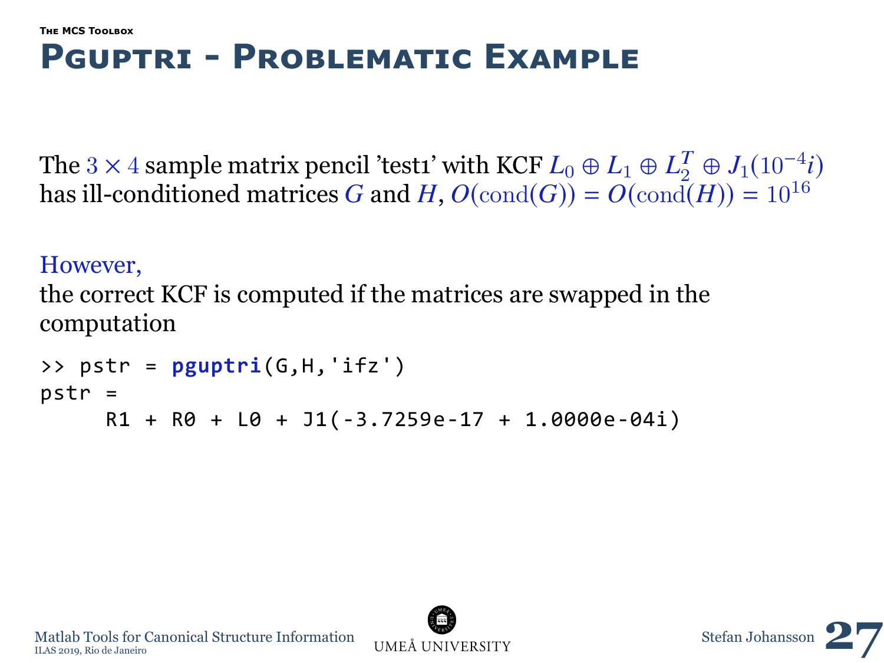# Pguptri - Problematic Example

The $3 \times 4$ sample matrix pencil 'test1' with KCF $L_0 \oplus L_1 \oplus L_2^T \oplus J_1(10^{-4}i)$ has ill-conditioned matrices $G$ and $H$, $O(\text{cond}(G)) = O(\text{cond}(H)) = 10^{16}$

However,

the correct KCF is computed if the matrices are swapped in the computation

```
>> pstr = pguptri(G,H,'ifz')
pstr =
     R1 + R0 + L0 + J1(-3.7259e-17 + 1.0000e-04i)
```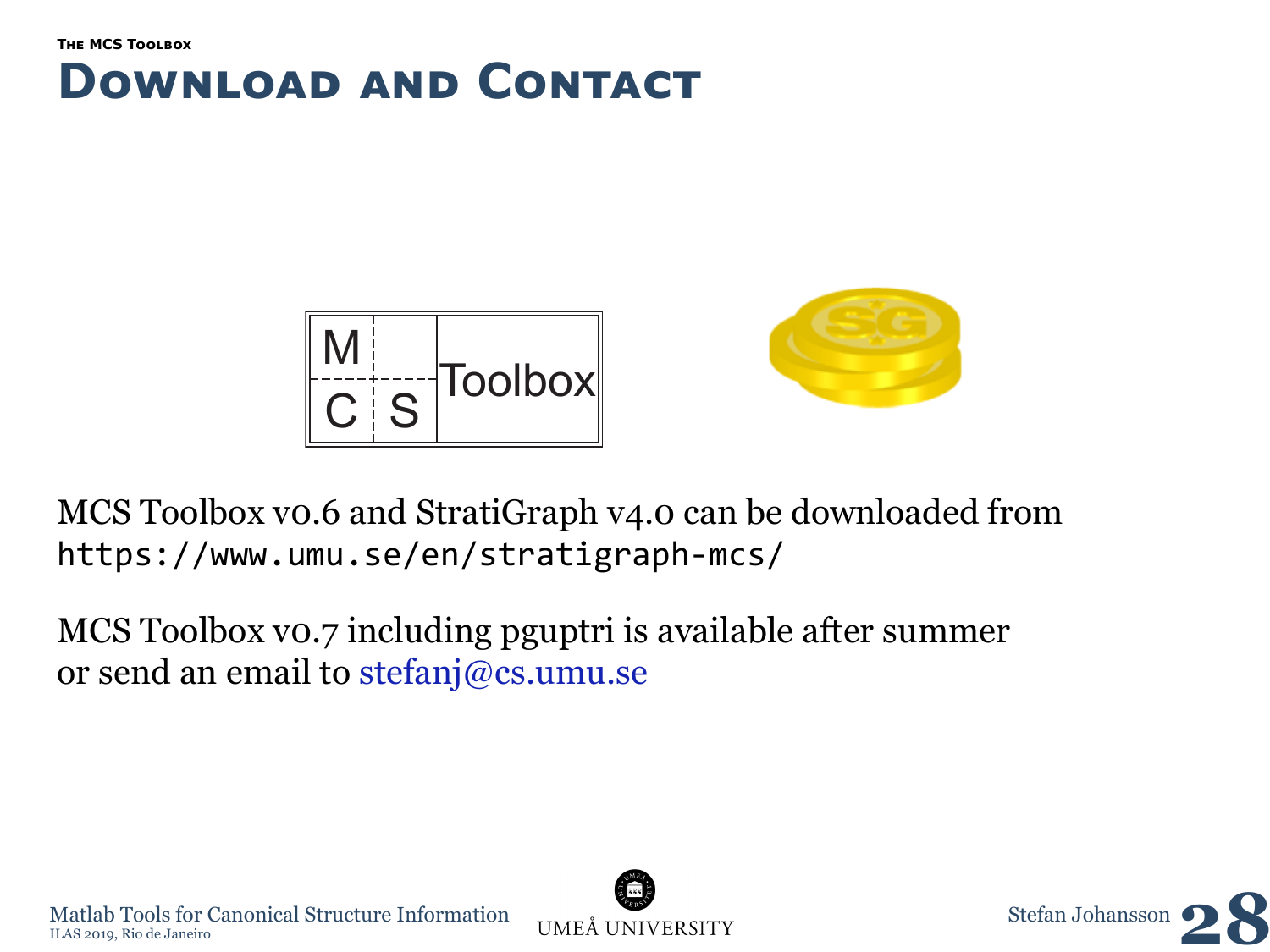## Download and Contact

MCS Toolbox v0.6 and StratiGraph v4.0 can be downloaded from
`https://www.umu.se/en/stratigraph-mcs/`

MCS Toolbox v0.7 including pguptri is available after summer
or send an email to stefanj@cs.umu.se